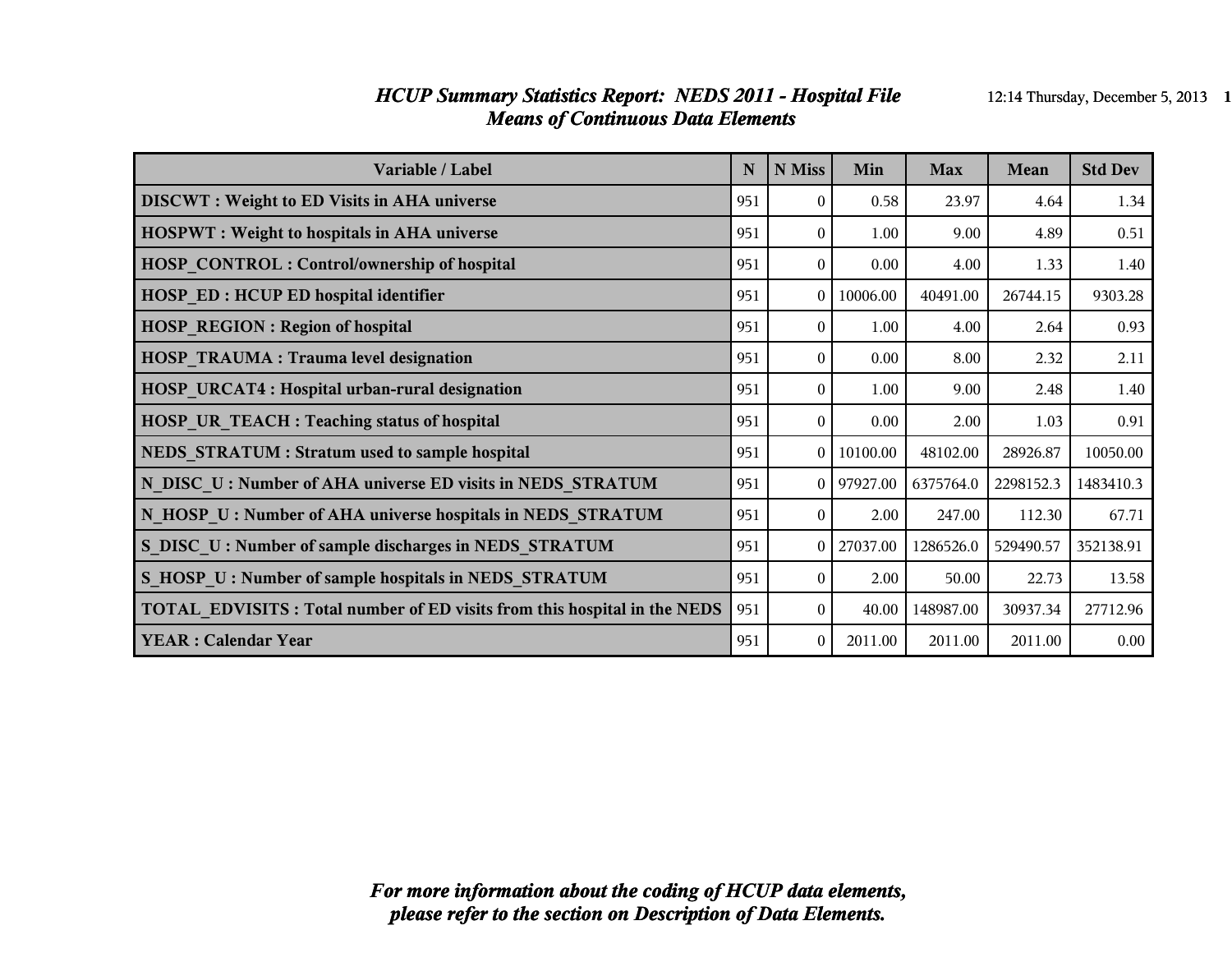# *HCUP Summary Statistics Report: NEDS 2011 - Hospital File*
## *Means of Continuous Data Elements*

| Variable / Label | N | N Miss | Min | Max | Mean | Std Dev |
|---|---|---|---|---|---|---|
| **DISCWT : Weight to ED Visits in AHA universe** | 951 | 0 | 0.58 | 23.97 | 4.64 | 1.34 |
| **HOSPWT : Weight to hospitals in AHA universe** | 951 | 0 | 1.00 | 9.00 | 4.89 | 0.51 |
| **HOSP_CONTROL : Control/ownership of hospital** | 951 | 0 | 0.00 | 4.00 | 1.33 | 1.40 |
| **HOSP_ED : HCUP ED hospital identifier** | 951 | 0 | 10006.00 | 40491.00 | 26744.15 | 9303.28 |
| **HOSP_REGION : Region of hospital** | 951 | 0 | 1.00 | 4.00 | 2.64 | 0.93 |
| **HOSP_TRAUMA : Trauma level designation** | 951 | 0 | 0.00 | 8.00 | 2.32 | 2.11 |
| **HOSP_URCAT4 : Hospital urban-rural designation** | 951 | 0 | 1.00 | 9.00 | 2.48 | 1.40 |
| **HOSP_UR_TEACH : Teaching status of hospital** | 951 | 0 | 0.00 | 2.00 | 1.03 | 0.91 |
| **NEDS_STRATUM : Stratum used to sample hospital** | 951 | 0 | 10100.00 | 48102.00 | 28926.87 | 10050.00 |
| **N_DISC_U : Number of AHA universe ED visits in NEDS_STRATUM** | 951 | 0 | 97927.00 | 6375764.0 | 2298152.3 | 1483410.3 |
| **N_HOSP_U : Number of AHA universe hospitals in NEDS_STRATUM** | 951 | 0 | 2.00 | 247.00 | 112.30 | 67.71 |
| **S_DISC_U : Number of sample discharges in NEDS_STRATUM** | 951 | 0 | 27037.00 | 1286526.0 | 529490.57 | 352138.91 |
| **S_HOSP_U : Number of sample hospitals in NEDS_STRATUM** | 951 | 0 | 2.00 | 50.00 | 22.73 | 13.58 |
| **TOTAL_EDVISITS : Total number of ED visits from this hospital in the NEDS** | 951 | 0 | 40.00 | 148987.00 | 30937.34 | 27712.96 |
| **YEAR : Calendar Year** | 951 | 0 | 2011.00 | 2011.00 | 2011.00 | 0.00 |

***For more information about the coding of HCUP data elements, please refer to the section on Description of Data Elements.***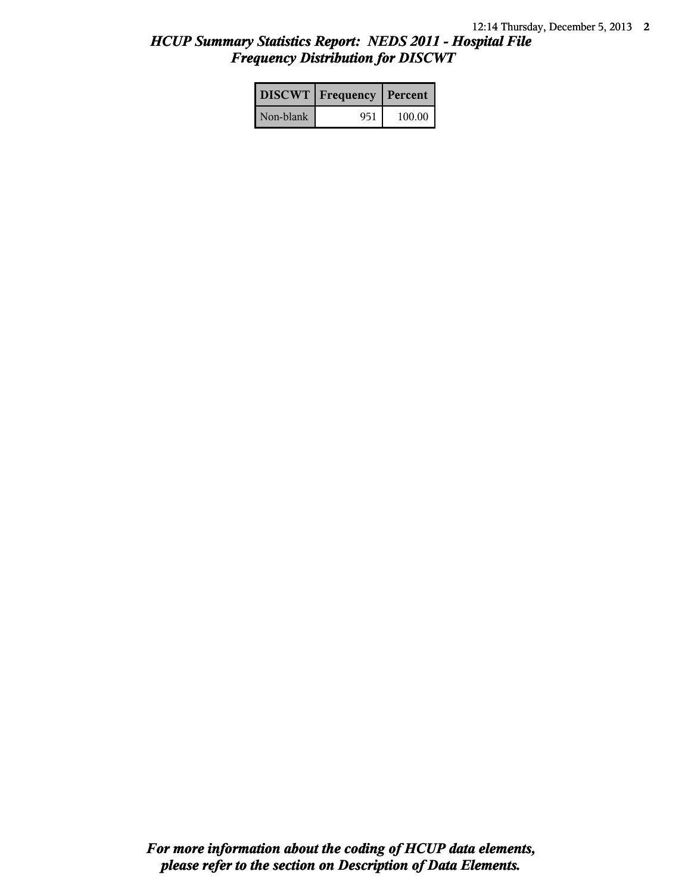## *HCUP Summary Statistics Report: NEDS 2011 - Hospital File*
## *Frequency Distribution for DISCWT*

| DISCWT | Frequency | Percent |
|---|---|---|
| Non-blank | 951 | 100.00 |

***For more information about the coding of HCUP data elements, please refer to the section on Description of Data Elements.***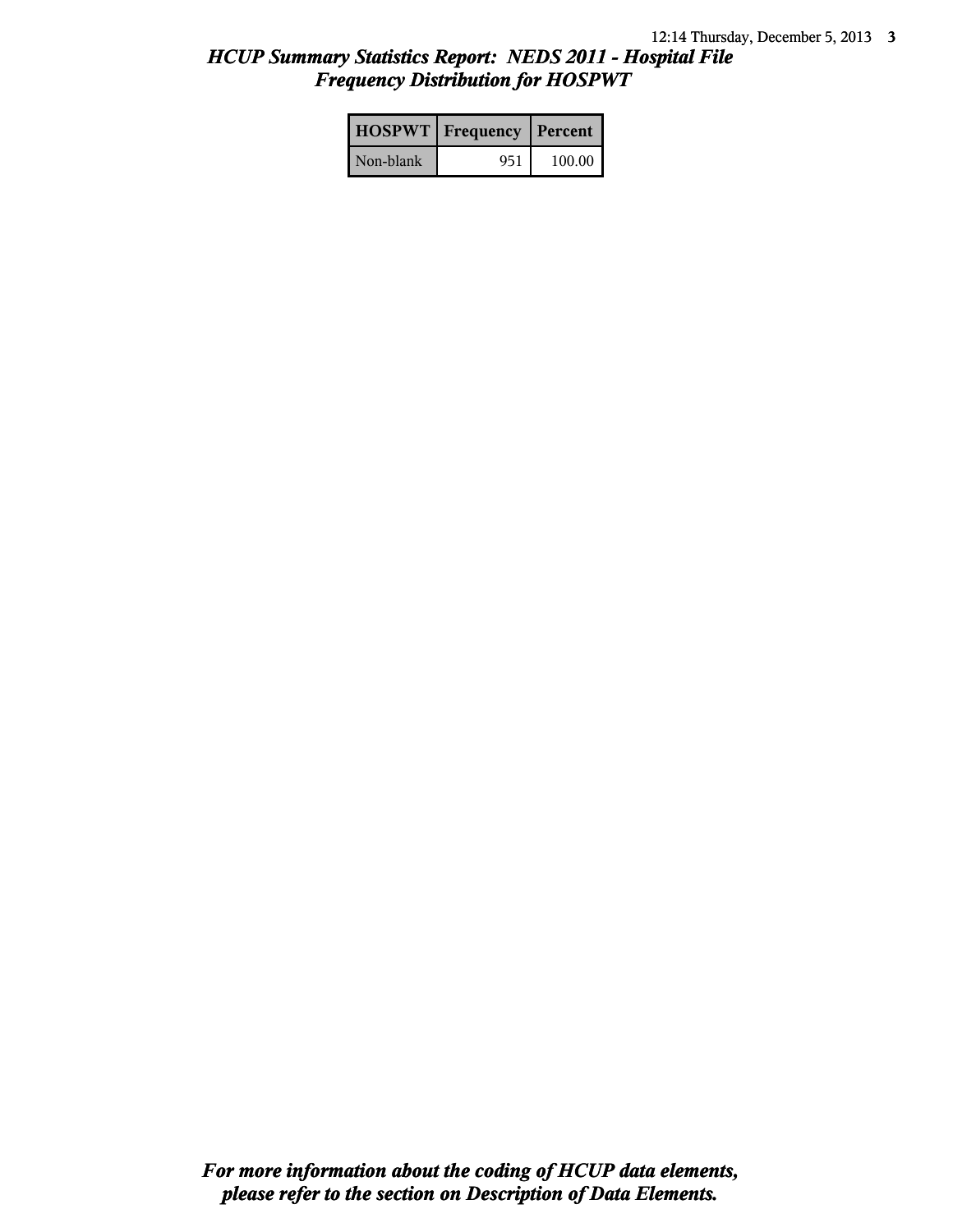## *HCUP Summary Statistics Report: NEDS 2011 - Hospital File*
## *Frequency Distribution for HOSPWT*

| HOSPWT | Frequency | Percent |
|---|---|---|
| Non-blank | 951 | 100.00 |

***For more information about the coding of HCUP data elements, please refer to the section on Description of Data Elements.***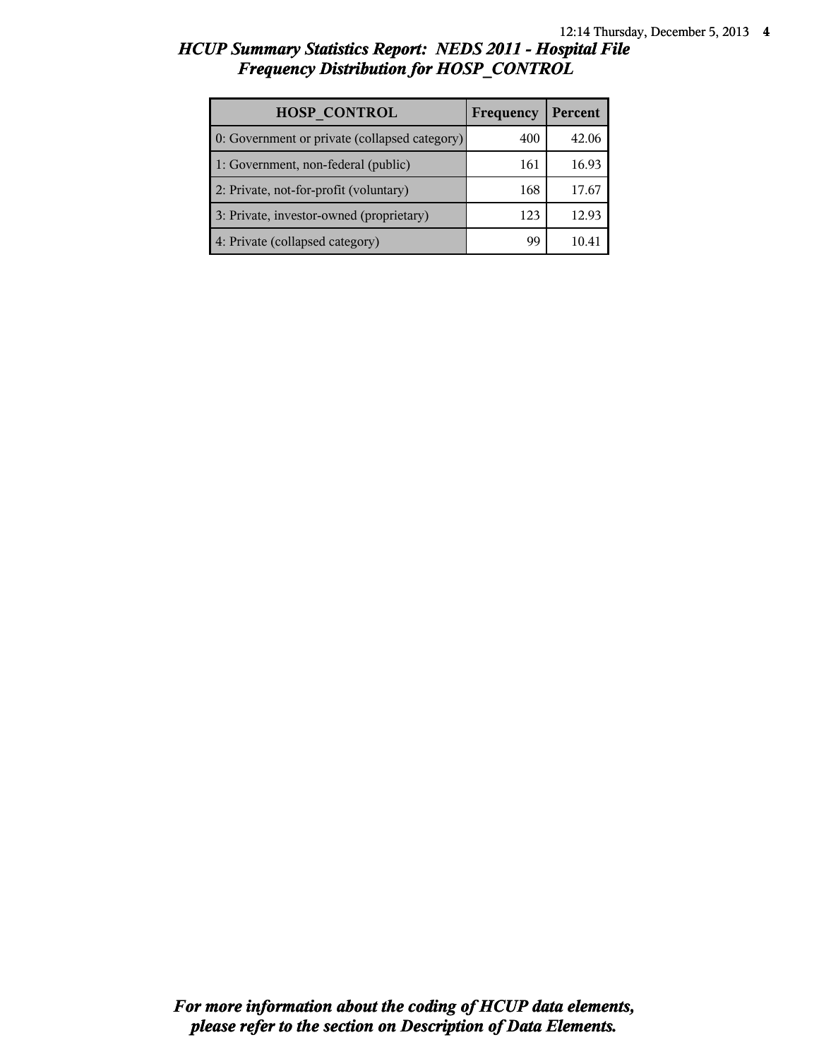## *HCUP Summary Statistics Report: NEDS 2011 - Hospital File*
## *Frequency Distribution for HOSP_CONTROL*

| HOSP_CONTROL | Frequency | Percent |
|---|---|---|
| 0: Government or private (collapsed category) | 400 | 42.06 |
| 1: Government, non-federal (public) | 161 | 16.93 |
| 2: Private, not-for-profit (voluntary) | 168 | 17.67 |
| 3: Private, investor-owned (proprietary) | 123 | 12.93 |
| 4: Private (collapsed category) | 99 | 10.41 |

***For more information about the coding of HCUP data elements, please refer to the section on Description of Data Elements.***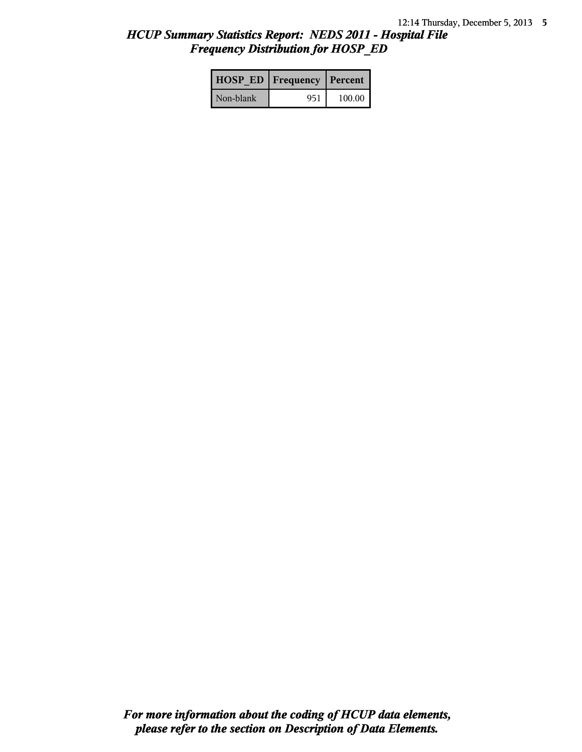## *HCUP Summary Statistics Report: NEDS 2011 - Hospital File*
## *Frequency Distribution for HOSP_ED*

| HOSP_ED | Frequency | Percent |
|---|---|---|
| Non-blank | 951 | 100.00 |

***For more information about the coding of HCUP data elements, please refer to the section on Description of Data Elements.***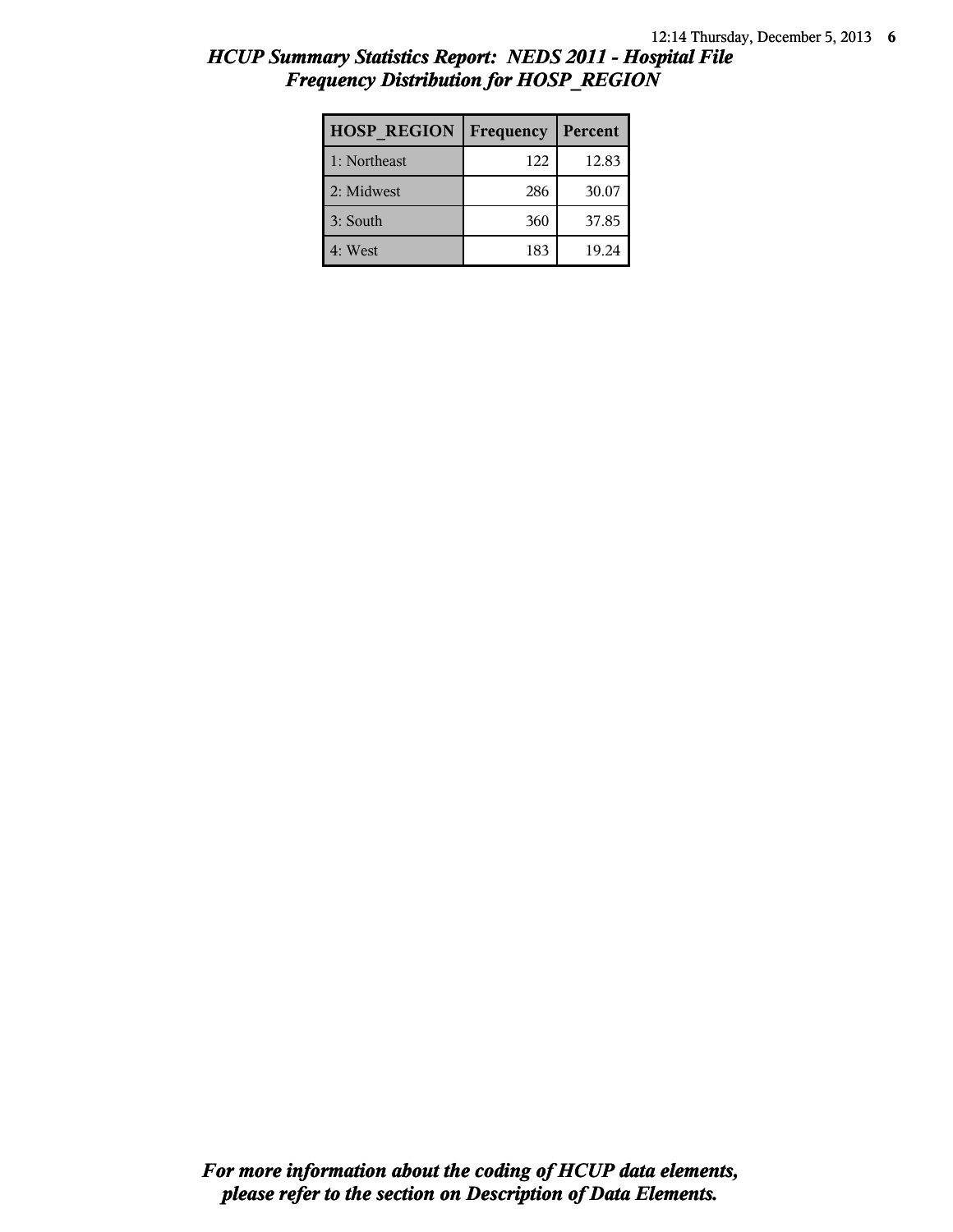## *HCUP Summary Statistics Report: NEDS 2011 - Hospital File*
## *Frequency Distribution for HOSP_REGION*

| HOSP_REGION | Frequency | Percent |
|---|---|---|
| 1: Northeast | 122 | 12.83 |
| 2: Midwest | 286 | 30.07 |
| 3: South | 360 | 37.85 |
| 4: West | 183 | 19.24 |

***For more information about the coding of HCUP data elements, please refer to the section on Description of Data Elements.***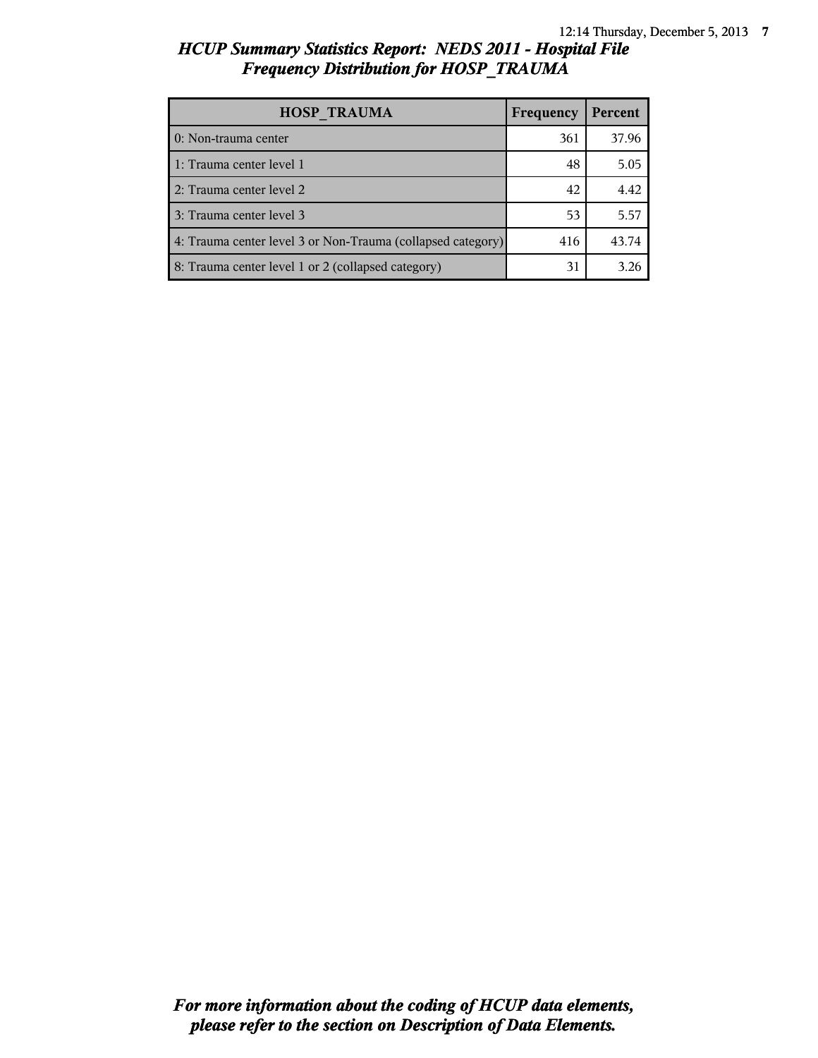# HCUP Summary Statistics Report: NEDS 2011 - Hospital File

## Frequency Distribution for HOSP_TRAUMA

| HOSP_TRAUMA | Frequency | Percent |
|---|---|---|
| 0: Non-trauma center | 361 | 37.96 |
| 1: Trauma center level 1 | 48 | 5.05 |
| 2: Trauma center level 2 | 42 | 4.42 |
| 3: Trauma center level 3 | 53 | 5.57 |
| 4: Trauma center level 3 or Non-Trauma (collapsed category) | 416 | 43.74 |
| 8: Trauma center level 1 or 2 (collapsed category) | 31 | 3.26 |

*For more information about the coding of HCUP data elements, please refer to the section on Description of Data Elements.*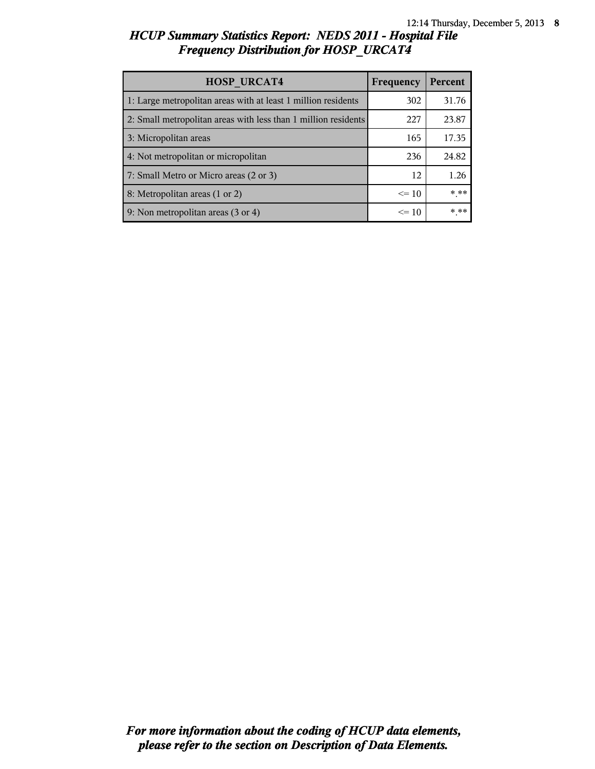# *HCUP Summary Statistics Report: NEDS 2011 - Hospital File*
## *Frequency Distribution for HOSP_URCAT4*

| HOSP_URCAT4 | Frequency | Percent |
|---|---|---|
| 1: Large metropolitan areas with at least 1 million residents | 302 | 31.76 |
| 2: Small metropolitan areas with less than 1 million residents | 227 | 23.87 |
| 3: Micropolitan areas | 165 | 17.35 |
| 4: Not metropolitan or micropolitan | 236 | 24.82 |
| 7: Small Metro or Micro areas (2 or 3) | 12 | 1.26 |
| 8: Metropolitan areas (1 or 2) | <= 10 | *.** |
| 9: Non metropolitan areas (3 or 4) | <= 10 | *.** |

***For more information about the coding of HCUP data elements, please refer to the section on Description of Data Elements.***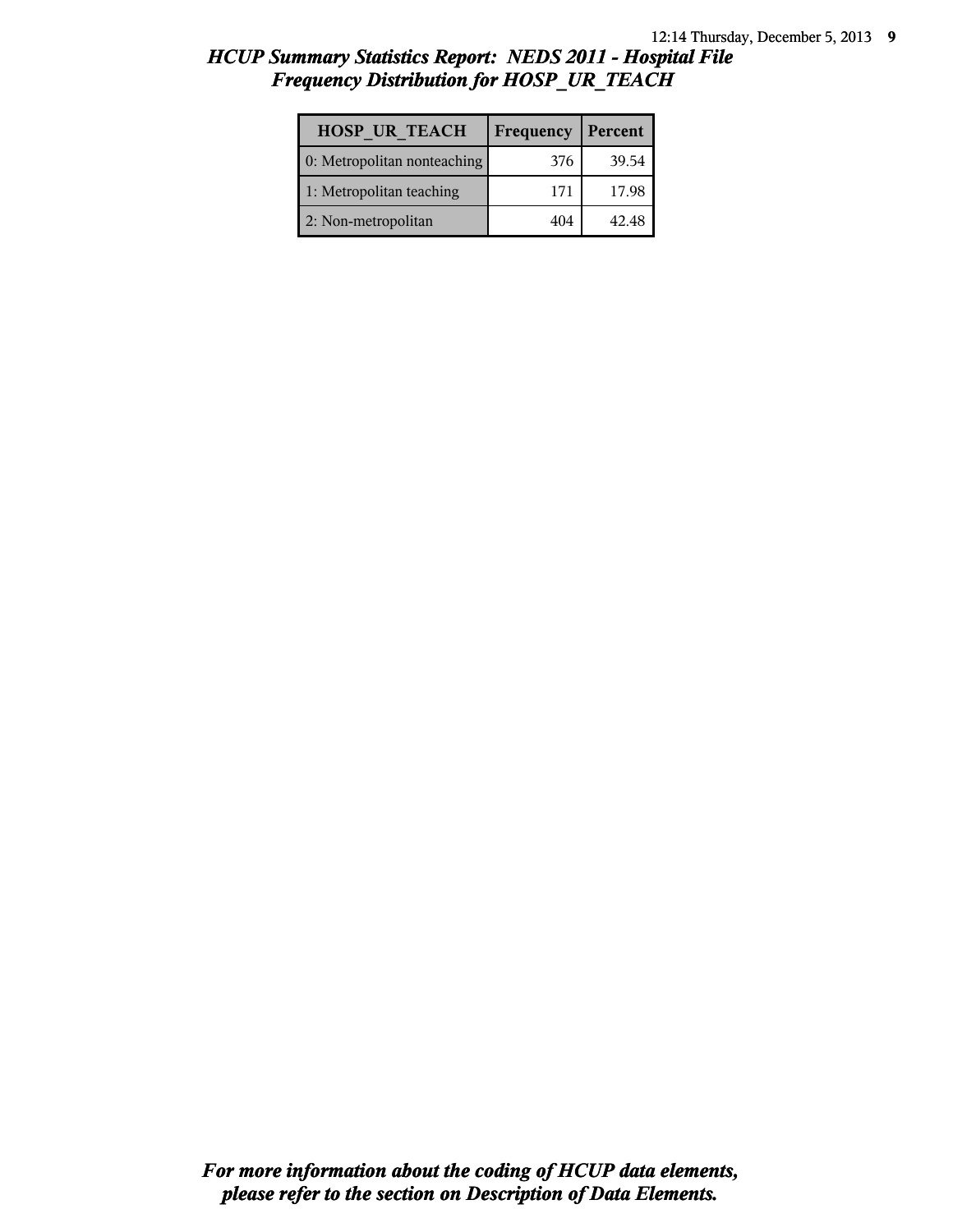## *HCUP Summary Statistics Report: NEDS 2011 - Hospital File*
## *Frequency Distribution for HOSP_UR_TEACH*

| HOSP_UR_TEACH | Frequency | Percent |
|---|---|---|
| 0: Metropolitan nonteaching | 376 | 39.54 |
| 1: Metropolitan teaching | 171 | 17.98 |
| 2: Non-metropolitan | 404 | 42.48 |

***For more information about the coding of HCUP data elements, please refer to the section on Description of Data Elements.***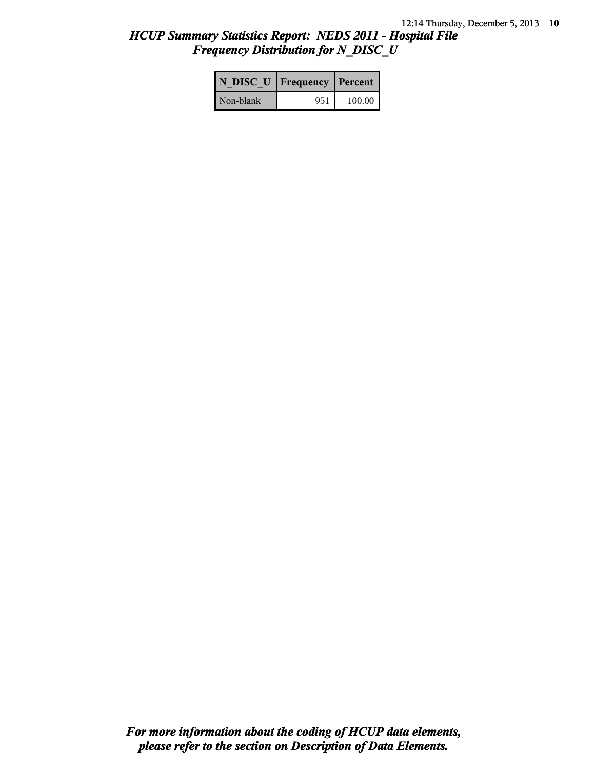## *HCUP Summary Statistics Report: NEDS 2011 - Hospital File*
## *Frequency Distribution for N_DISC_U*

| N_DISC_U | Frequency | Percent |
|---|---|---|
| Non-blank | 951 | 100.00 |

***For more information about the coding of HCUP data elements, please refer to the section on Description of Data Elements.***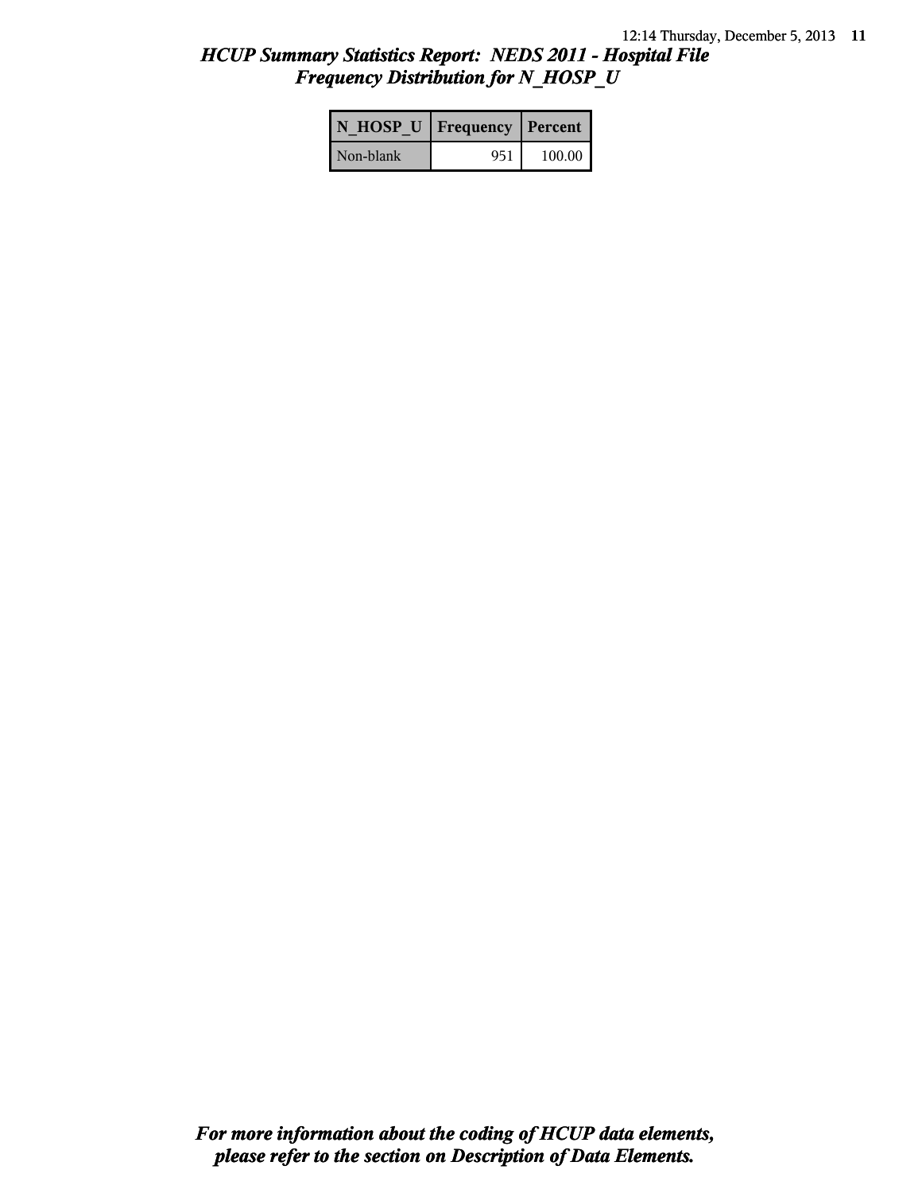## *HCUP Summary Statistics Report: NEDS 2011 - Hospital File*
## *Frequency Distribution for N_HOSP_U*

| N_HOSP_U | Frequency | Percent |
|---|---|---|
| Non-blank | 951 | 100.00 |

***For more information about the coding of HCUP data elements, please refer to the section on Description of Data Elements.***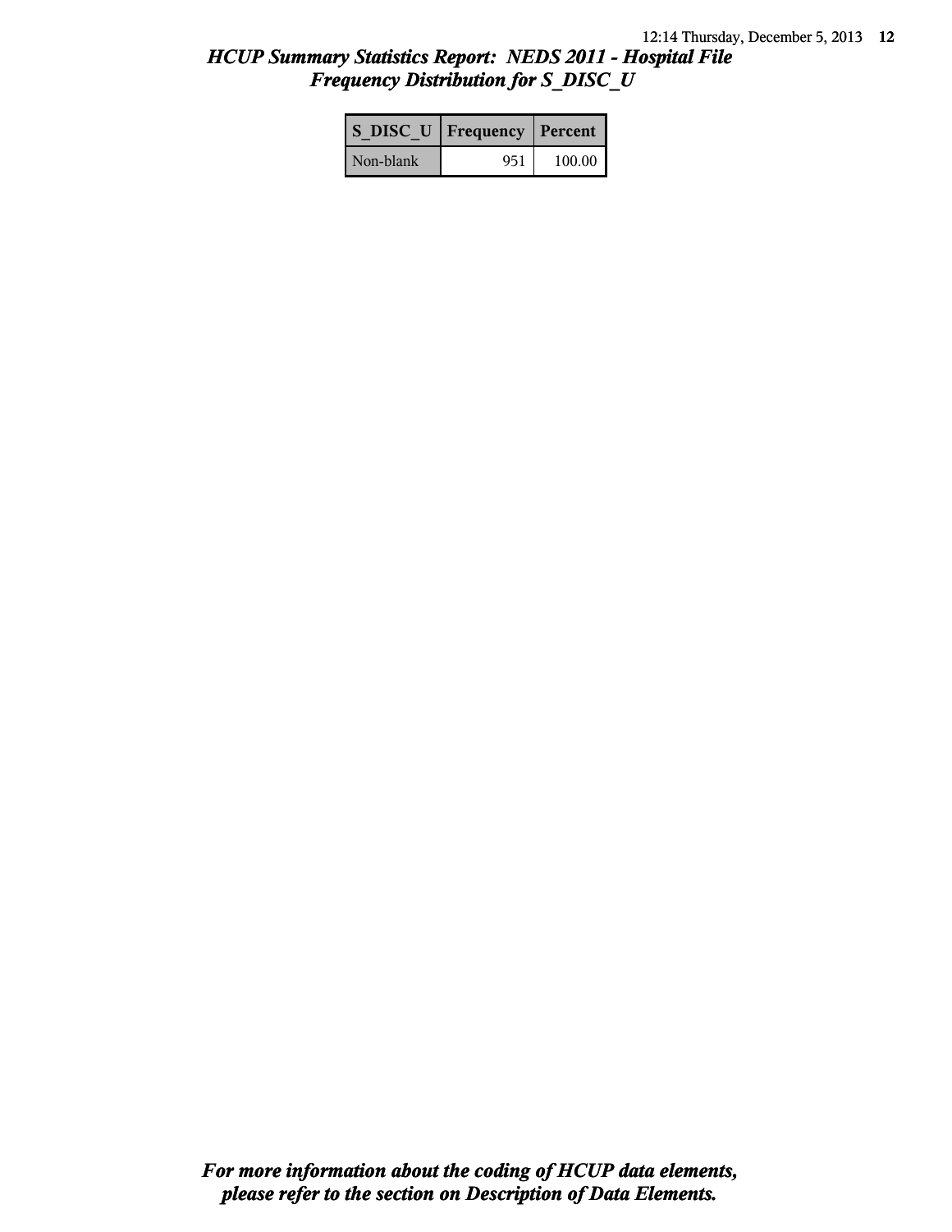# *HCUP Summary Statistics Report: NEDS 2011 - Hospital File*
## *Frequency Distribution for S_DISC_U*

| S_DISC_U | Frequency | Percent |
|---|---|---|
| Non-blank | 951 | 100.00 |

***For more information about the coding of HCUP data elements, please refer to the section on Description of Data Elements.***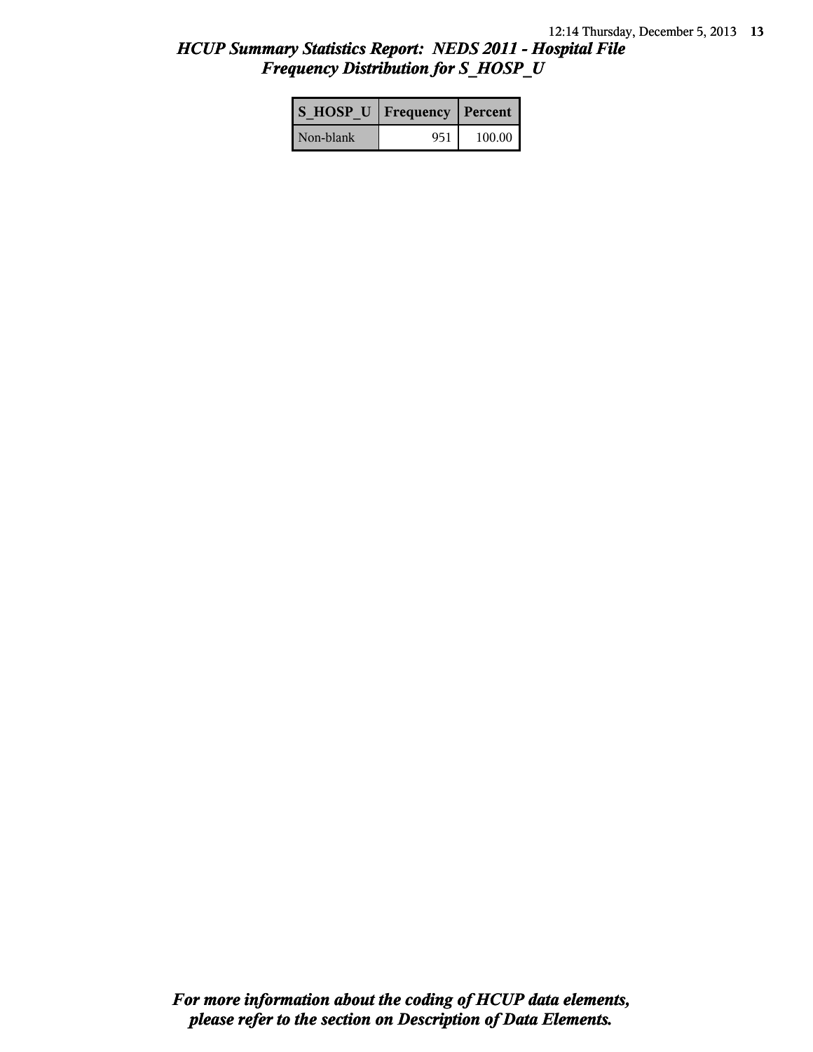# *HCUP Summary Statistics Report: NEDS 2011 - Hospital File*
## *Frequency Distribution for S_HOSP_U*

| S_HOSP_U | Frequency | Percent |
|---|---|---|
| Non-blank | 951 | 100.00 |

***For more information about the coding of HCUP data elements, please refer to the section on Description of Data Elements.***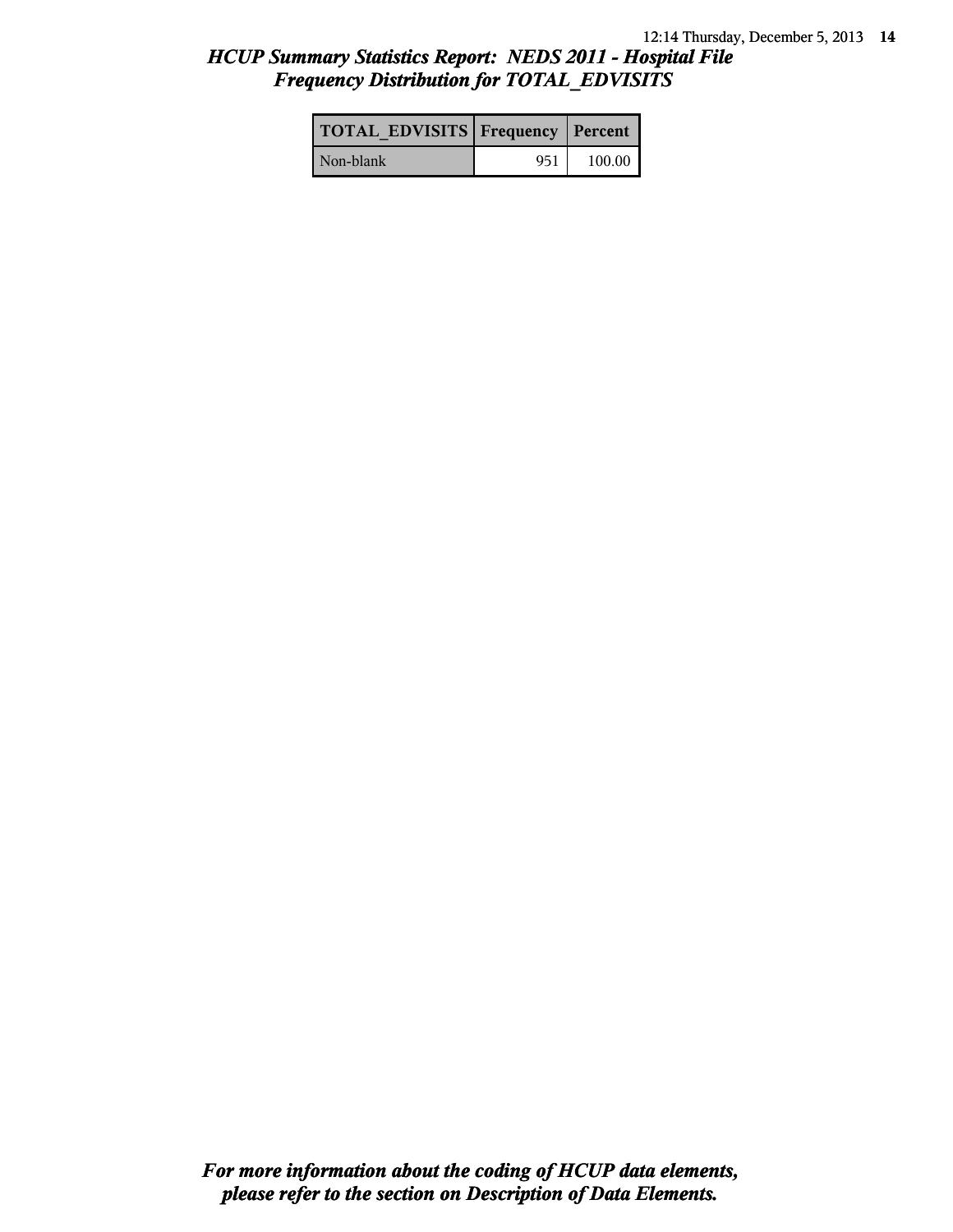## *HCUP Summary Statistics Report: NEDS 2011 - Hospital File*
## *Frequency Distribution for TOTAL_EDVISITS*

| TOTAL_EDVISITS | Frequency | Percent |
|---|---|---|
| Non-blank | 951 | 100.00 |

***For more information about the coding of HCUP data elements, please refer to the section on Description of Data Elements.***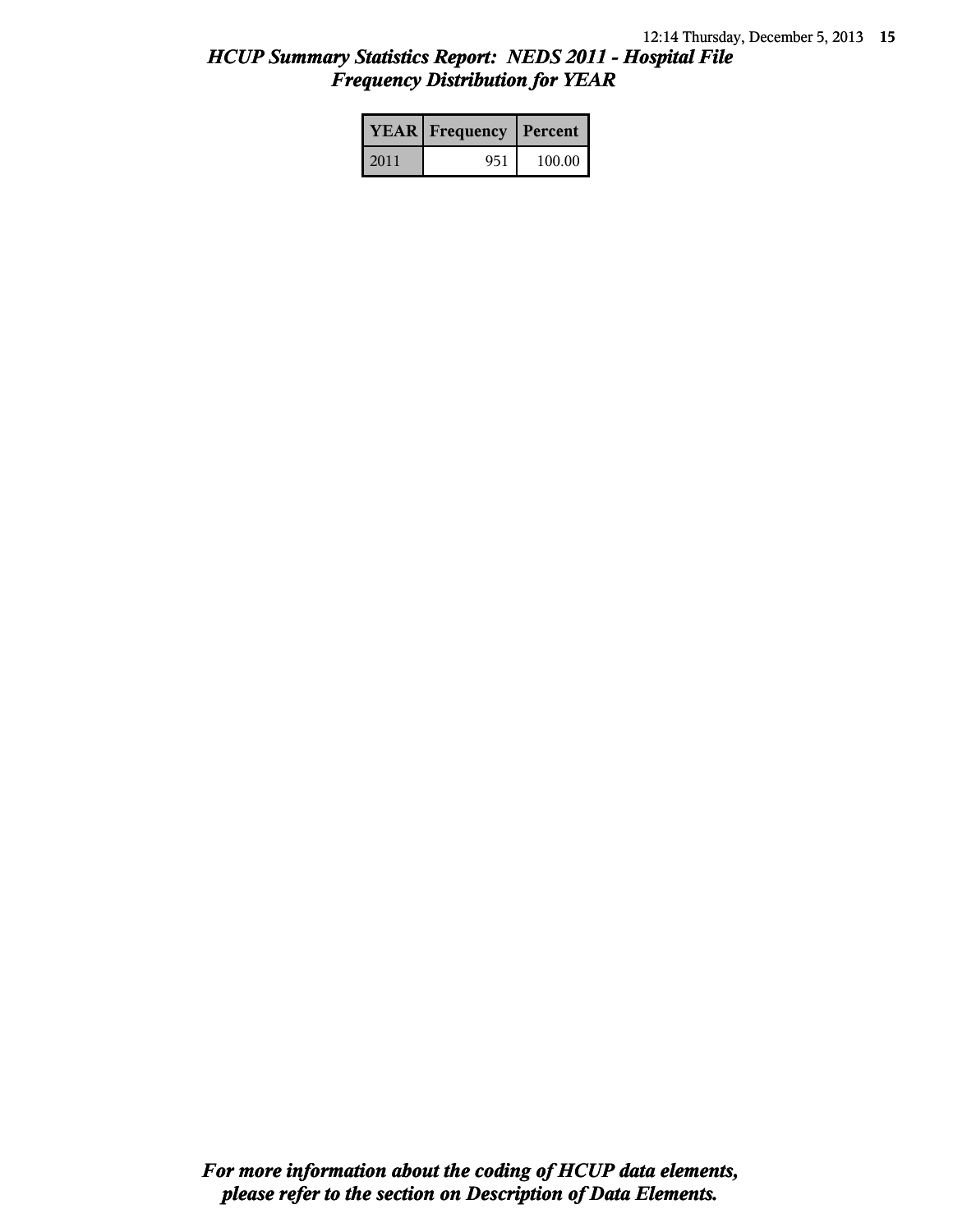## *HCUP Summary Statistics Report: NEDS 2011 - Hospital File*
## *Frequency Distribution for YEAR*

| YEAR | Frequency | Percent |
|---|---|---|
| 2011 | 951 | 100.00 |

***For more information about the coding of HCUP data elements, please refer to the section on Description of Data Elements.***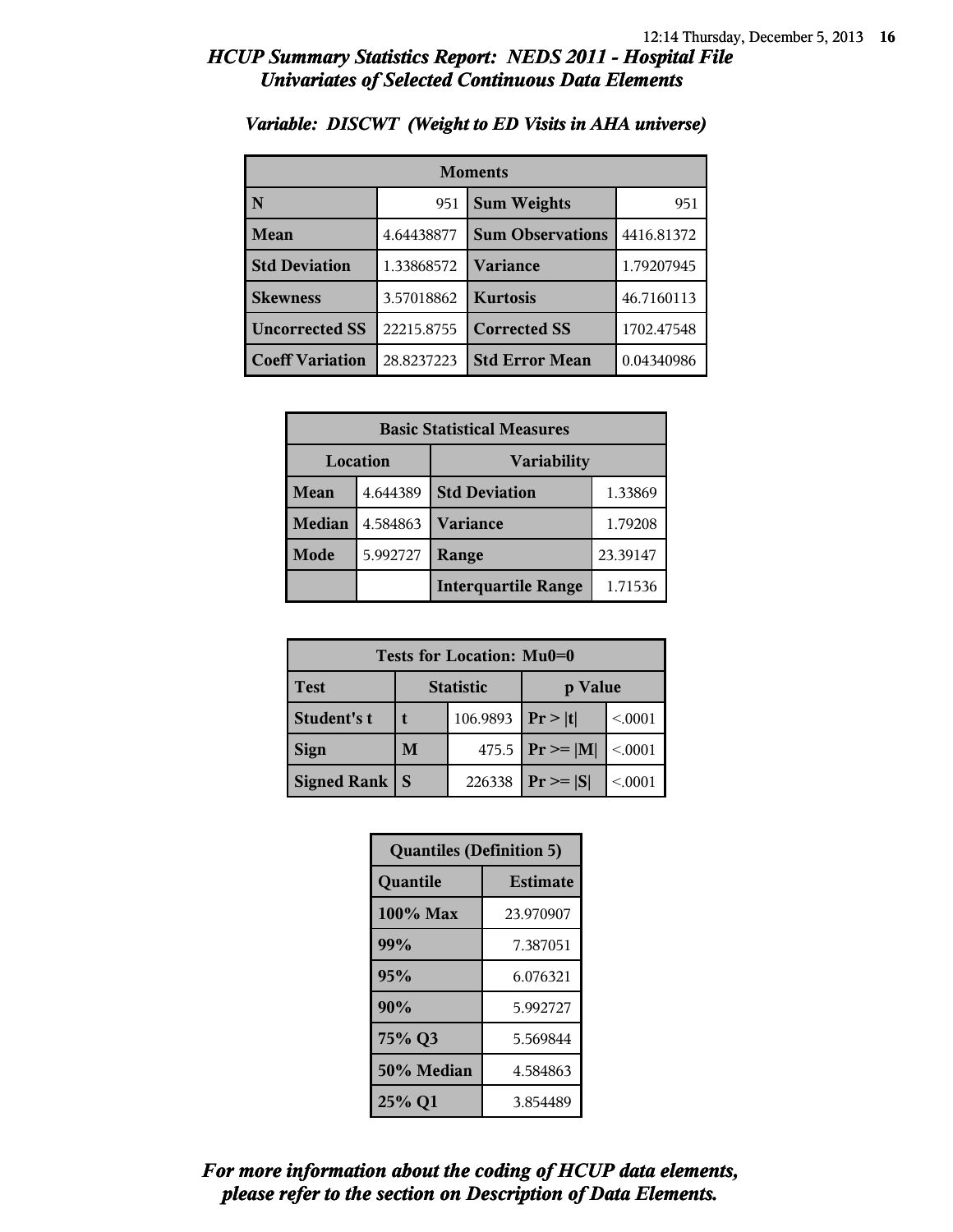## HCUP Summary Statistics Report: NEDS 2011 - Hospital File
## Univariates of Selected Continuous Data Elements

### Variable: DISCWT (Weight to ED Visits in AHA universe)

| Moments | | | |
|---|---|---|---|
| N | 951 | Sum Weights | 951 |
| Mean | 4.64438877 | Sum Observations | 4416.81372 |
| Std Deviation | 1.33868572 | Variance | 1.79207945 |
| Skewness | 3.57018862 | Kurtosis | 46.7160113 |
| Uncorrected SS | 22215.8755 | Corrected SS | 1702.47548 |
| Coeff Variation | 28.8237223 | Std Error Mean | 0.04340986 |

| Basic Statistical Measures | | | |
|---|---|---|---|
| Location | | Variability | |
| Mean | 4.644389 | Std Deviation | 1.33869 |
| Median | 4.584863 | Variance | 1.79208 |
| Mode | 5.992727 | Range | 23.39147 |
| | | Interquartile Range | 1.71536 |

| Tests for Location: Mu0=0 | | | | |
|---|---|---|---|---|
| Test | Statistic | | p Value | |
| Student's t | t | 106.9893 | Pr > \|t\| | <.0001 |
| Sign | M | 475.5 | Pr >= \|M\| | <.0001 |
| Signed Rank | S | 226338 | Pr >= \|S\| | <.0001 |

| Quantiles (Definition 5) | |
|---|---|
| Quantile | Estimate |
| 100% Max | 23.970907 |
| 99% | 7.387051 |
| 95% | 6.076321 |
| 90% | 5.992727 |
| 75% Q3 | 5.569844 |
| 50% Median | 4.584863 |
| 25% Q1 | 3.854489 |

*For more information about the coding of HCUP data elements, please refer to the section on Description of Data Elements.*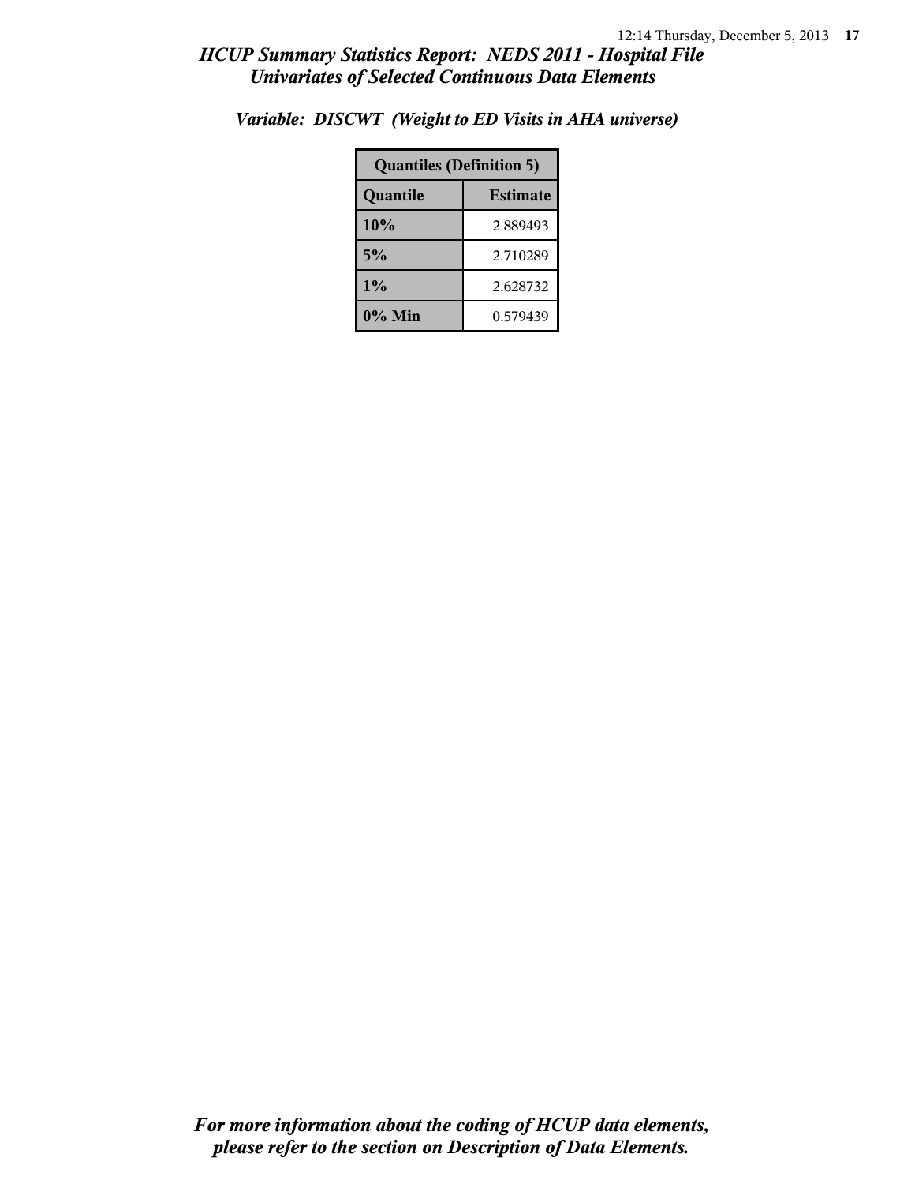# HCUP Summary Statistics Report: NEDS 2011 - Hospital File
## Univariates of Selected Continuous Data Elements

### Variable: DISCWT (Weight to ED Visits in AHA universe)

| Quantiles (Definition 5) | |
|---|---|
| **Quantile** | **Estimate** |
| 10% | 2.889493 |
| 5% | 2.710289 |
| 1% | 2.628732 |
| 0% Min | 0.579439 |

***For more information about the coding of HCUP data elements, please refer to the section on Description of Data Elements.***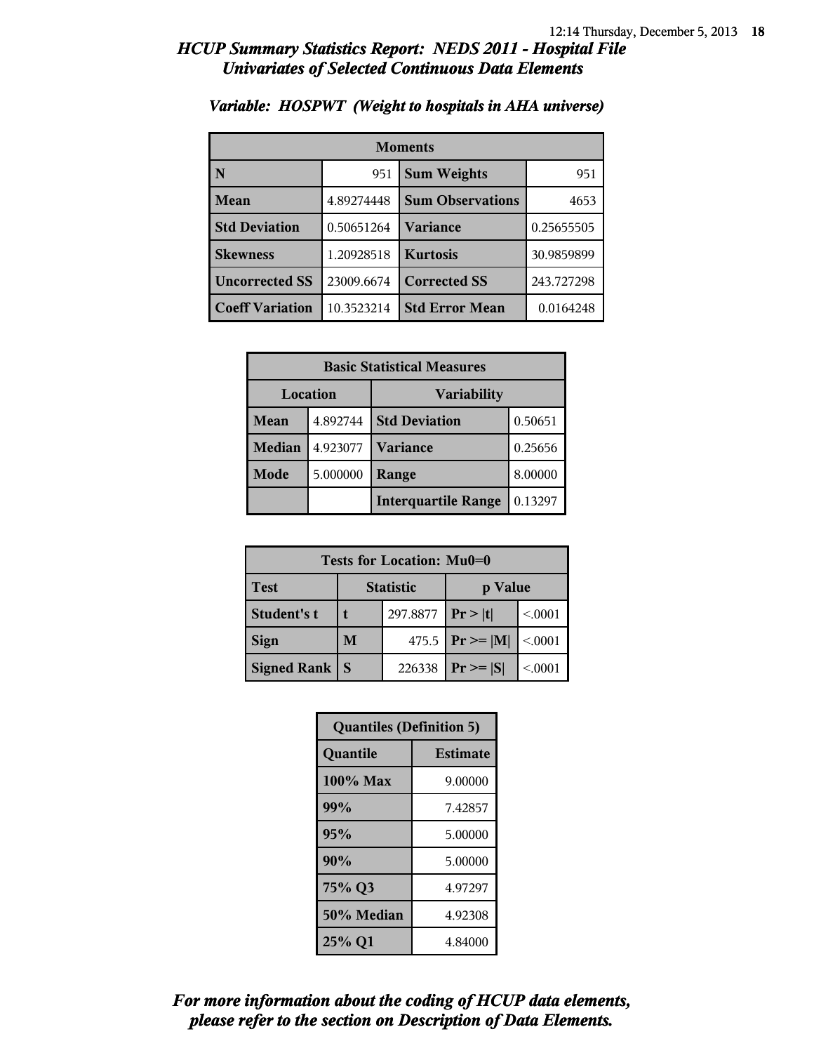# HCUP Summary Statistics Report: NEDS 2011 - Hospital File
## Univariates of Selected Continuous Data Elements

### Variable: HOSPWT (Weight to hospitals in AHA universe)

| Moments | | | |
|---|---|---|---|
| **N** | 951 | **Sum Weights** | 951 |
| **Mean** | 4.89274448 | **Sum Observations** | 4653 |
| **Std Deviation** | 0.50651264 | **Variance** | 0.25655505 |
| **Skewness** | 1.20928518 | **Kurtosis** | 30.9859899 |
| **Uncorrected SS** | 23009.6674 | **Corrected SS** | 243.727298 |
| **Coeff Variation** | 10.3523214 | **Std Error Mean** | 0.0164248 |

| Basic Statistical Measures | | | |
|---|---|---|---|
| **Location** | | **Variability** | |
| **Mean** | 4.892744 | **Std Deviation** | 0.50651 |
| **Median** | 4.923077 | **Variance** | 0.25656 |
| **Mode** | 5.000000 | **Range** | 8.00000 |
| | | **Interquartile Range** | 0.13297 |

| Tests for Location: Mu0=0 | | | | |
|---|---|---|---|---|
| **Test** | **Statistic** | | **p Value** | |
| **Student's t** | t | 297.8877 | Pr > \|t\| | <.0001 |
| **Sign** | M | 475.5 | Pr >= \|M\| | <.0001 |
| **Signed Rank** | S | 226338 | Pr >= \|S\| | <.0001 |

| Quantiles (Definition 5) | |
|---|---|
| **Quantile** | **Estimate** |
| **100% Max** | 9.00000 |
| **99%** | 7.42857 |
| **95%** | 5.00000 |
| **90%** | 5.00000 |
| **75% Q3** | 4.97297 |
| **50% Median** | 4.92308 |
| **25% Q1** | 4.84000 |

***For more information about the coding of HCUP data elements, please refer to the section on Description of Data Elements.***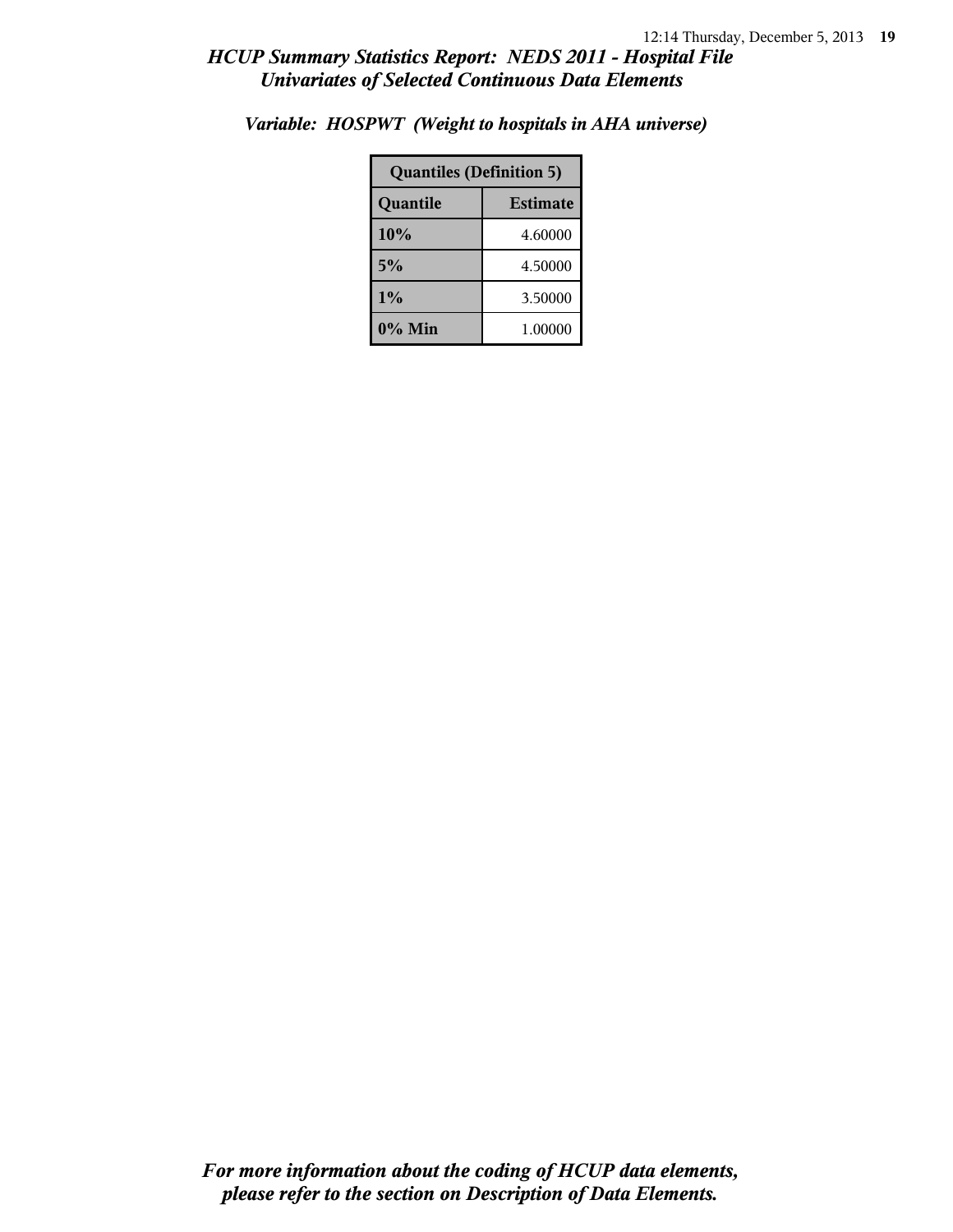## *Variable: HOSPWT (Weight to hospitals in AHA universe)*

| Quantiles (Definition 5) | |
|---|---|
| **Quantile** | **Estimate** |
| **10%** | 4.60000 |
| **5%** | 4.50000 |
| **1%** | 3.50000 |
| **0% Min** | 1.00000 |

***For more information about the coding of HCUP data elements, please refer to the section on Description of Data Elements.***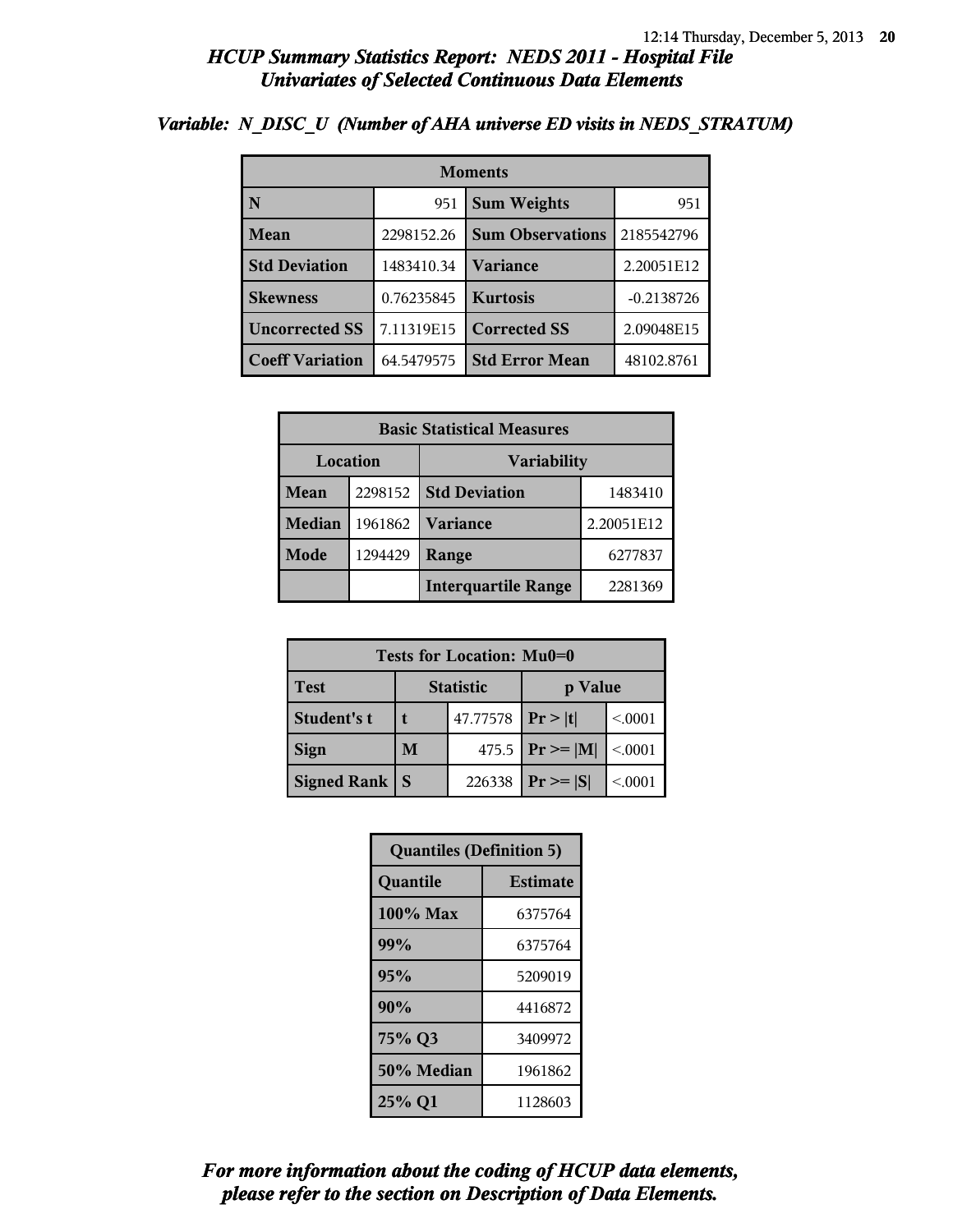## HCUP Summary Statistics Report: NEDS 2011 - Hospital File
## Univariates of Selected Continuous Data Elements

### Variable: N_DISC_U (Number of AHA universe ED visits in NEDS_STRATUM)

| Moments | | | |
|---|---|---|---|
| **N** | 951 | **Sum Weights** | 951 |
| **Mean** | 2298152.26 | **Sum Observations** | 2185542796 |
| **Std Deviation** | 1483410.34 | **Variance** | 2.20051E12 |
| **Skewness** | 0.76235845 | **Kurtosis** | -0.2138726 |
| **Uncorrected SS** | 7.11319E15 | **Corrected SS** | 2.09048E15 |
| **Coeff Variation** | 64.5479575 | **Std Error Mean** | 48102.8761 |

| Basic Statistical Measures | | | |
|---|---|---|---|
| **Location** | | **Variability** | |
| **Mean** | 2298152 | **Std Deviation** | 1483410 |
| **Median** | 1961862 | **Variance** | 2.20051E12 |
| **Mode** | 1294429 | **Range** | 6277837 |
| | | **Interquartile Range** | 2281369 |

| Tests for Location: Mu0=0 | | | | |
|---|---|---|---|---|
| **Test** | **Statistic** | | **p Value** | |
| **Student's t** | **t** | 47.77578 | **Pr > \|t\|** | <.0001 |
| **Sign** | **M** | 475.5 | **Pr >= \|M\|** | <.0001 |
| **Signed Rank** | **S** | 226338 | **Pr >= \|S\|** | <.0001 |

| Quantiles (Definition 5) | |
|---|---|
| **Quantile** | **Estimate** |
| **100% Max** | 6375764 |
| **99%** | 6375764 |
| **95%** | 5209019 |
| **90%** | 4416872 |
| **75% Q3** | 3409972 |
| **50% Median** | 1961862 |
| **25% Q1** | 1128603 |

*For more information about the coding of HCUP data elements, please refer to the section on Description of Data Elements.*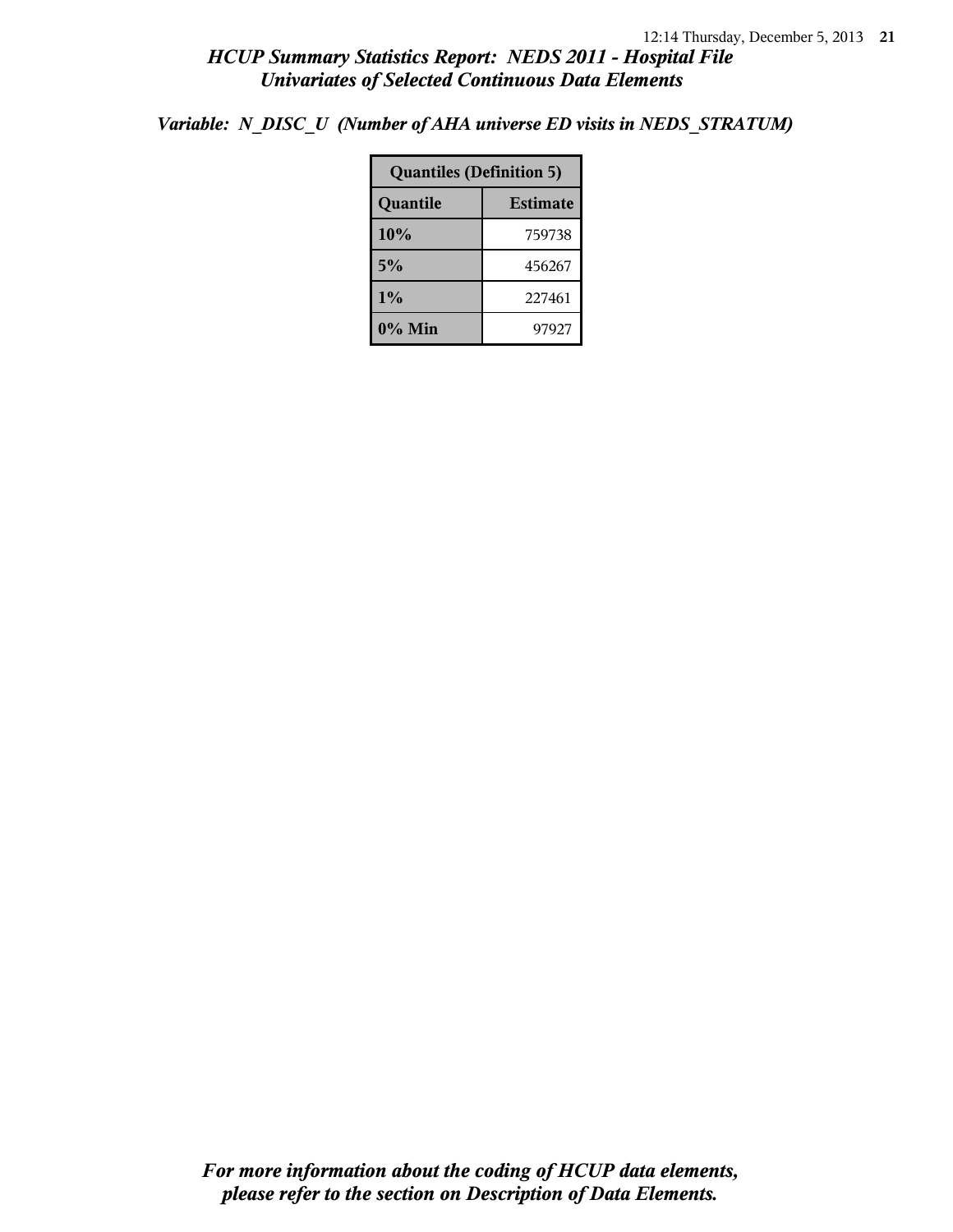*Variable: N_DISC_U (Number of AHA universe ED visits in NEDS_STRATUM)*

| Quantiles (Definition 5) | |
|---|---|
| **Quantile** | **Estimate** |
| **10%** | 759738 |
| **5%** | 456267 |
| **1%** | 227461 |
| **0% Min** | 97927 |

***For more information about the coding of HCUP data elements, please refer to the section on Description of Data Elements.***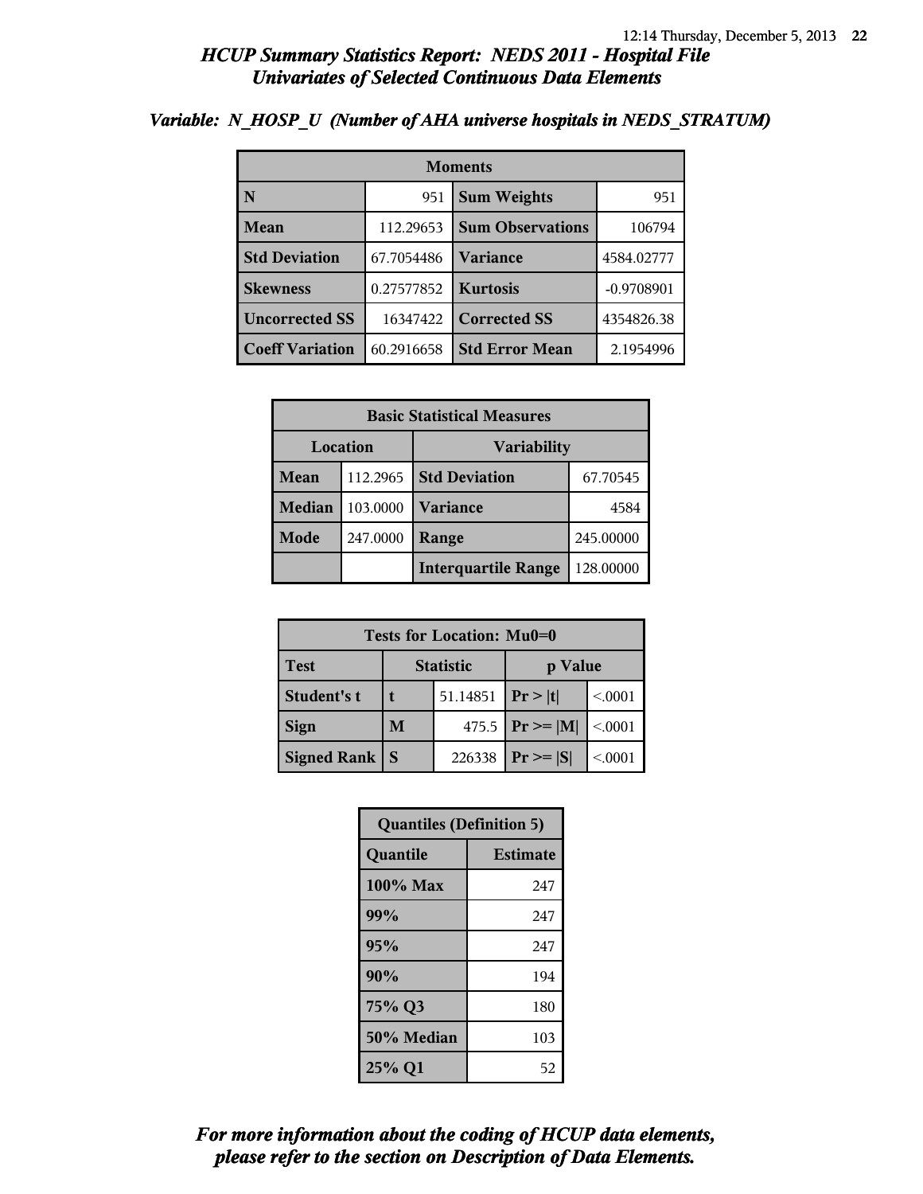## *HCUP Summary Statistics Report: NEDS 2011 - Hospital File*
## *Univariates of Selected Continuous Data Elements*

### *Variable: N_HOSP_U (Number of AHA universe hospitals in NEDS_STRATUM)*

| Moments | | | |
|---|---|---|---|
| **N** | 951 | **Sum Weights** | 951 |
| **Mean** | 112.29653 | **Sum Observations** | 106794 |
| **Std Deviation** | 67.7054486 | **Variance** | 4584.02777 |
| **Skewness** | 0.27577852 | **Kurtosis** | -0.9708901 |
| **Uncorrected SS** | 16347422 | **Corrected SS** | 4354826.38 |
| **Coeff Variation** | 60.2916658 | **Std Error Mean** | 2.1954996 |

| Basic Statistical Measures | | | |
|---|---|---|---|
| Location | | Variability | |
| **Mean** | 112.2965 | **Std Deviation** | 67.70545 |
| **Median** | 103.0000 | **Variance** | 4584 |
| **Mode** | 247.0000 | **Range** | 245.00000 |
| | | **Interquartile Range** | 128.00000 |

| Tests for Location: Mu0=0 | | | | |
|---|---|---|---|---|
| **Test** | Statistic | | p Value | |
| **Student's t** | **t** | 51.14851 | **Pr > \|t\|** | <.0001 |
| **Sign** | **M** | 475.5 | **Pr >= \|M\|** | <.0001 |
| **Signed Rank** | **S** | 226338 | **Pr >= \|S\|** | <.0001 |

| Quantiles (Definition 5) | |
|---|---|
| **Quantile** | **Estimate** |
| **100% Max** | 247 |
| **99%** | 247 |
| **95%** | 247 |
| **90%** | 194 |
| **75% Q3** | 180 |
| **50% Median** | 103 |
| **25% Q1** | 52 |

***For more information about the coding of HCUP data elements, please refer to the section on Description of Data Elements.***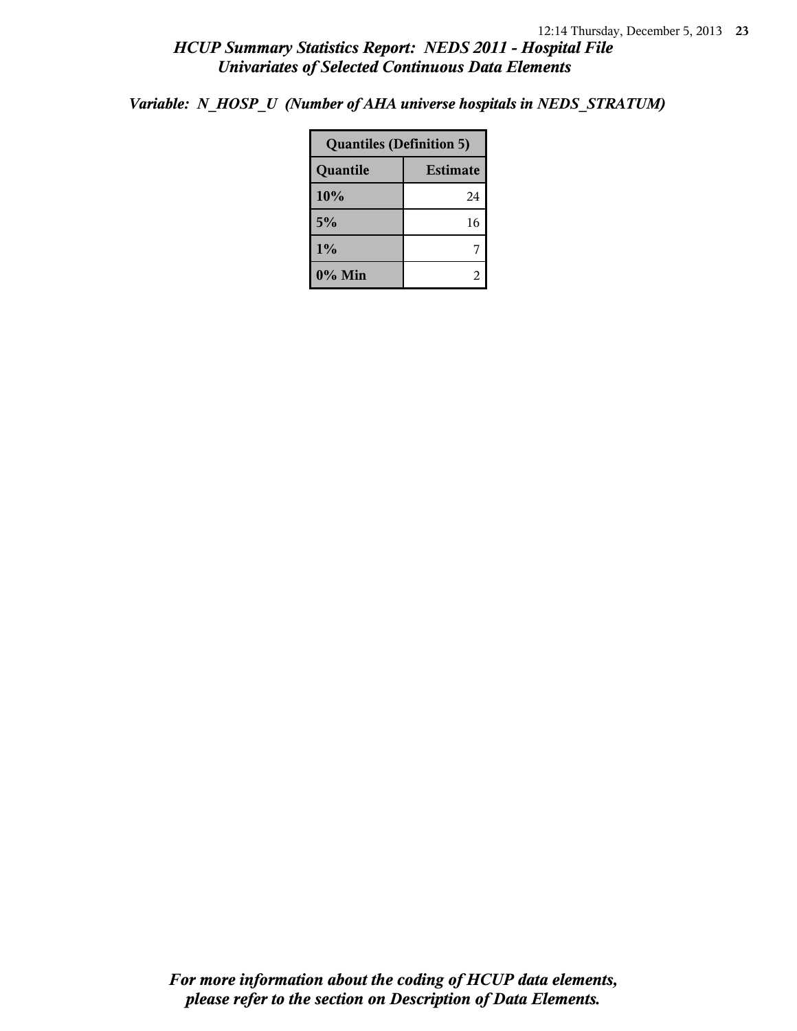*Variable: N_HOSP_U (Number of AHA universe hospitals in NEDS_STRATUM)*

| Quantiles (Definition 5) | |
|---|---|
| **Quantile** | **Estimate** |
| **10%** | 24 |
| **5%** | 16 |
| **1%** | 7 |
| **0% Min** | 2 |

***For more information about the coding of HCUP data elements, please refer to the section on Description of Data Elements.***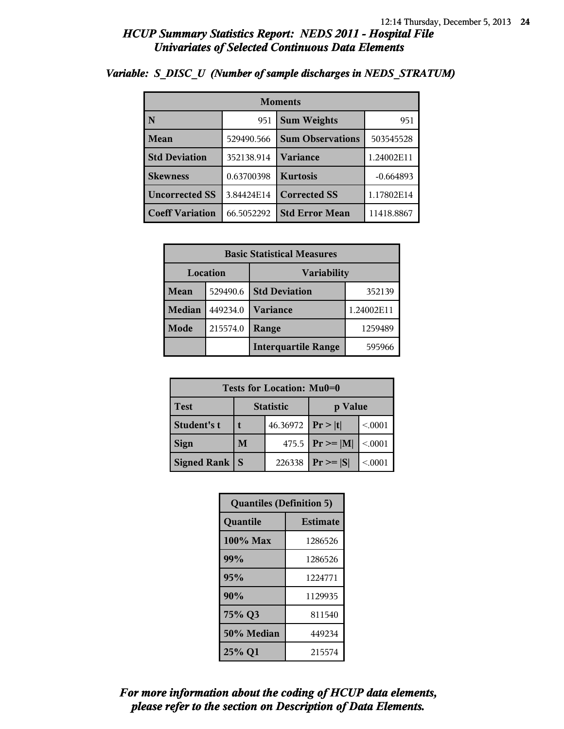## HCUP Summary Statistics Report: NEDS 2011 - Hospital File
## Univariates of Selected Continuous Data Elements

### Variable: S_DISC_U (Number of sample discharges in NEDS_STRATUM)

| Moments | | | |
|---|---|---|---|
| **N** | 951 | **Sum Weights** | 951 |
| **Mean** | 529490.566 | **Sum Observations** | 503545528 |
| **Std Deviation** | 352138.914 | **Variance** | 1.24002E11 |
| **Skewness** | 0.63700398 | **Kurtosis** | -0.664893 |
| **Uncorrected SS** | 3.84424E14 | **Corrected SS** | 1.17802E14 |
| **Coeff Variation** | 66.5052292 | **Std Error Mean** | 11418.8867 |

| Basic Statistical Measures | | | |
|---|---|---|---|
| **Location** | | **Variability** | |
| **Mean** | 529490.6 | **Std Deviation** | 352139 |
| **Median** | 449234.0 | **Variance** | 1.24002E11 |
| **Mode** | 215574.0 | **Range** | 1259489 |
| | | **Interquartile Range** | 595966 |

| Tests for Location: Mu0=0 | | | | |
|---|---|---|---|---|
| **Test** | **Statistic** | | **p Value** | |
| **Student's t** | **t** | 46.36972 | **Pr > \|t\|** | <.0001 |
| **Sign** | **M** | 475.5 | **Pr >= \|M\|** | <.0001 |
| **Signed Rank** | **S** | 226338 | **Pr >= \|S\|** | <.0001 |

| Quantiles (Definition 5) | |
|---|---|
| **Quantile** | **Estimate** |
| **100% Max** | 1286526 |
| **99%** | 1286526 |
| **95%** | 1224771 |
| **90%** | 1129935 |
| **75% Q3** | 811540 |
| **50% Median** | 449234 |
| **25% Q1** | 215574 |

***For more information about the coding of HCUP data elements, please refer to the section on Description of Data Elements.***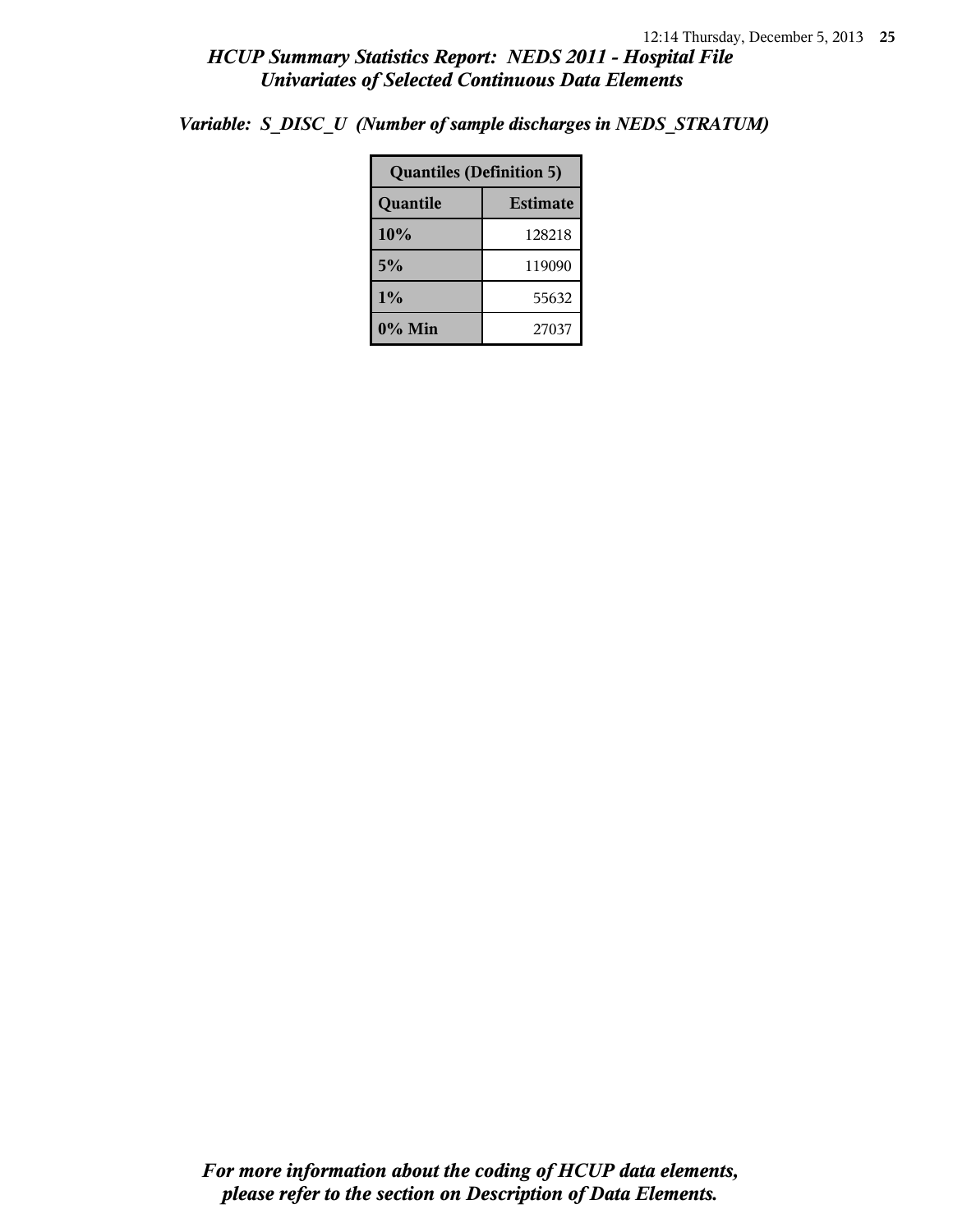*Variable: S_DISC_U (Number of sample discharges in NEDS_STRATUM)*

| Quantiles (Definition 5) | |
|---|---|
| **Quantile** | **Estimate** |
| **10%** | 128218 |
| **5%** | 119090 |
| **1%** | 55632 |
| **0% Min** | 27037 |

***For more information about the coding of HCUP data elements, please refer to the section on Description of Data Elements.***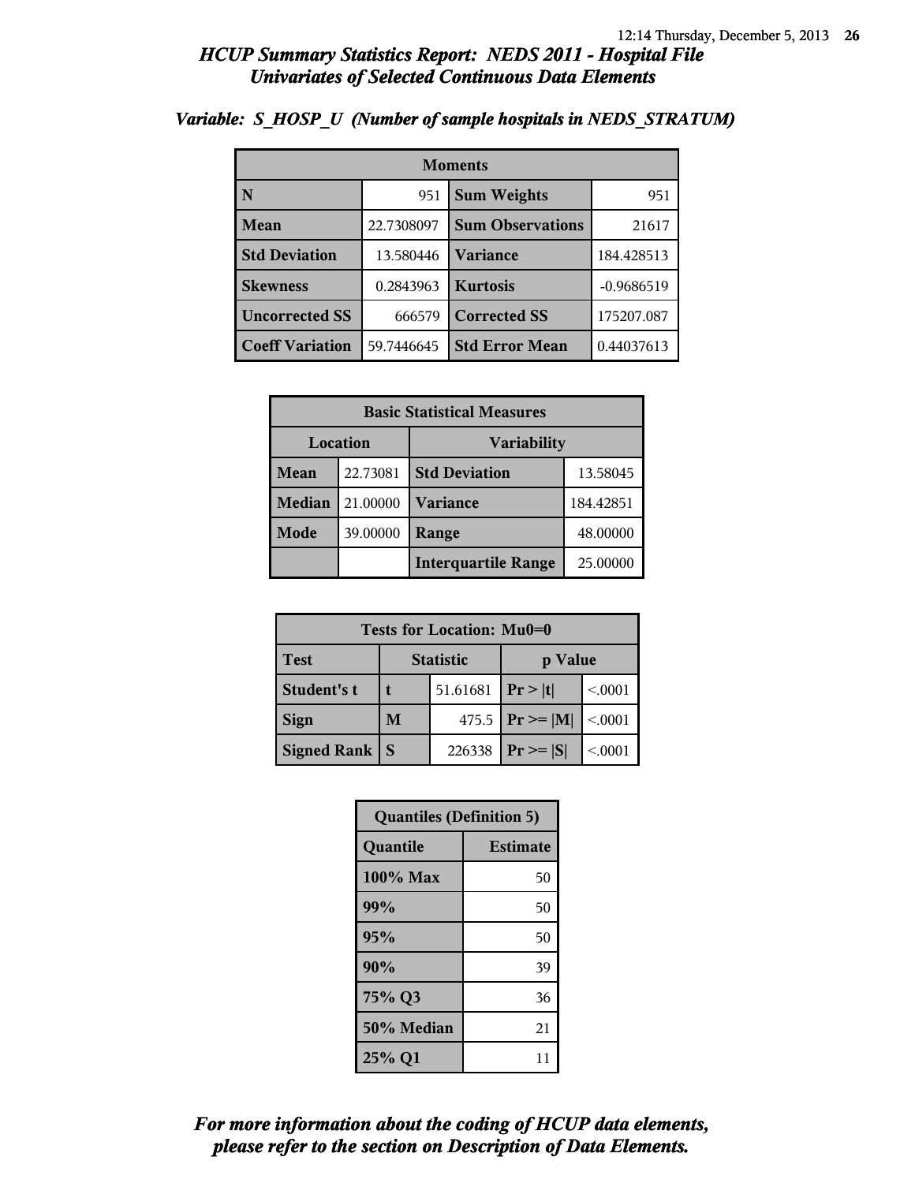## HCUP Summary Statistics Report: NEDS 2011 - Hospital File
## Univariates of Selected Continuous Data Elements

### Variable: S_HOSP_U (Number of sample hospitals in NEDS_STRATUM)

| Moments | | | |
|---|---|---|---|
| N | 951 | Sum Weights | 951 |
| Mean | 22.7308097 | Sum Observations | 21617 |
| Std Deviation | 13.580446 | Variance | 184.428513 |
| Skewness | 0.2843963 | Kurtosis | -0.9686519 |
| Uncorrected SS | 666579 | Corrected SS | 175207.087 |
| Coeff Variation | 59.7446645 | Std Error Mean | 0.44037613 |

| Basic Statistical Measures | | | |
|---|---|---|---|
| Location | | Variability | |
| Mean | 22.73081 | Std Deviation | 13.58045 |
| Median | 21.00000 | Variance | 184.42851 |
| Mode | 39.00000 | Range | 48.00000 |
| | | Interquartile Range | 25.00000 |

| Tests for Location: Mu0=0 | | | | |
|---|---|---|---|---|
| Test | Statistic | | p Value | |
| Student's t | t | 51.61681 | Pr > \|t\| | <.0001 |
| Sign | M | 475.5 | Pr >= \|M\| | <.0001 |
| Signed Rank | S | 226338 | Pr >= \|S\| | <.0001 |

| Quantiles (Definition 5) | |
|---|---|
| Quantile | Estimate |
| 100% Max | 50 |
| 99% | 50 |
| 95% | 50 |
| 90% | 39 |
| 75% Q3 | 36 |
| 50% Median | 21 |
| 25% Q1 | 11 |

*For more information about the coding of HCUP data elements, please refer to the section on Description of Data Elements.*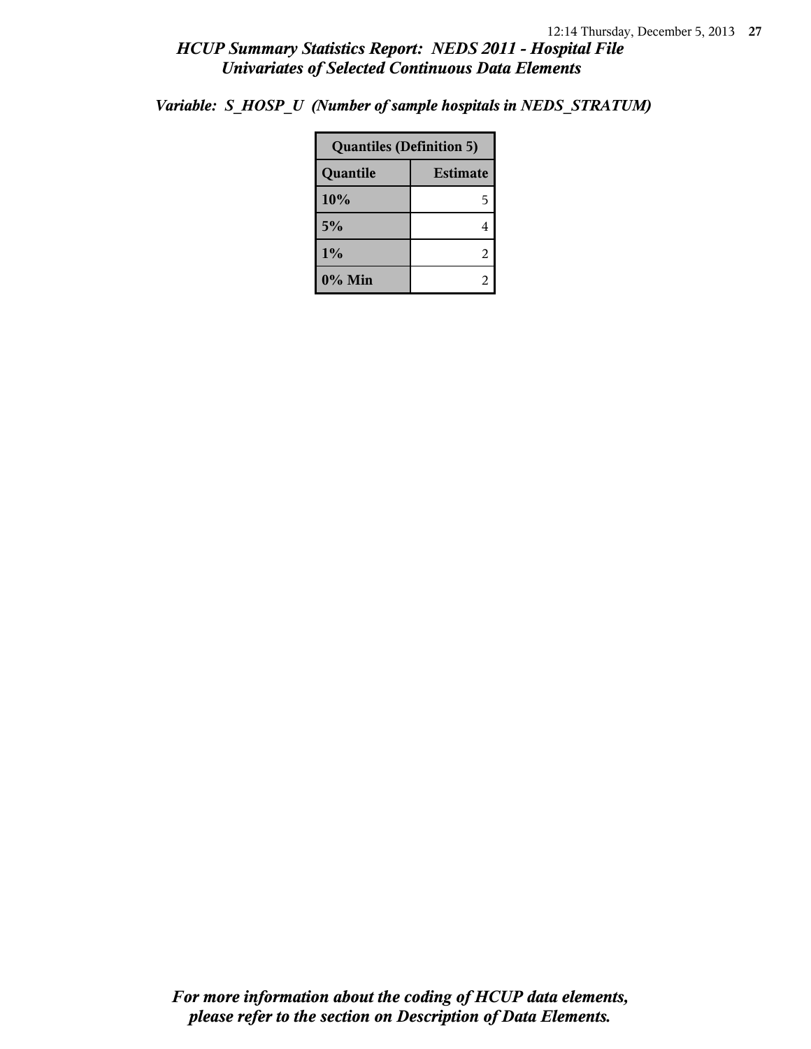### Variable: S_HOSP_U (Number of sample hospitals in NEDS_STRATUM)

| Quantiles (Definition 5) | |
|---|---|
| **Quantile** | **Estimate** |
| 10% | 5 |
| 5% | 4 |
| 1% | 2 |
| 0% Min | 2 |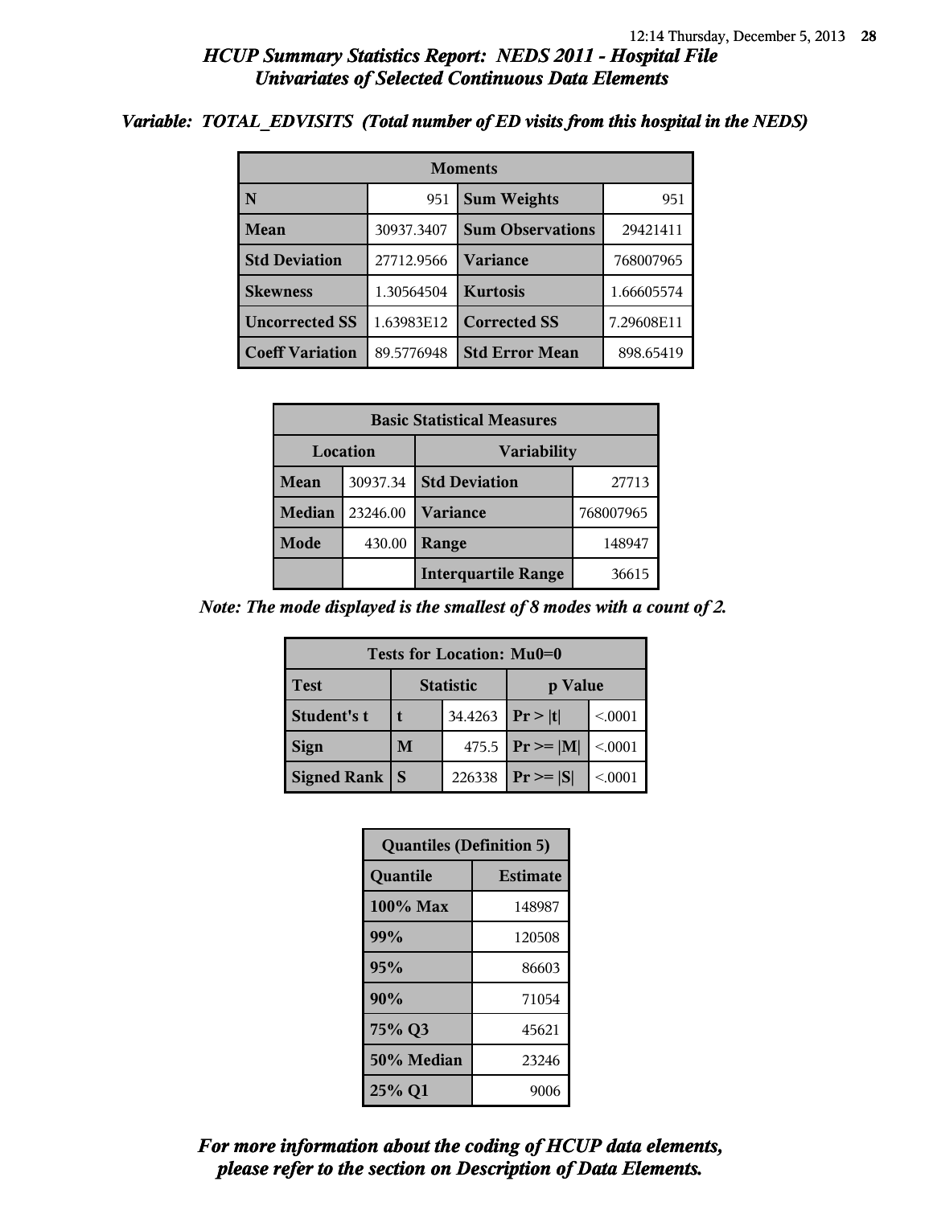# *HCUP Summary Statistics Report: NEDS 2011 - Hospital File*
## *Univariates of Selected Continuous Data Elements*

### *Variable: TOTAL_EDVISITS (Total number of ED visits from this hospital in the NEDS)*

| Moments | | | |
|---|---|---|---|
| **N** | 951 | **Sum Weights** | 951 |
| **Mean** | 30937.3407 | **Sum Observations** | 29421411 |
| **Std Deviation** | 27712.9566 | **Variance** | 768007965 |
| **Skewness** | 1.30564504 | **Kurtosis** | 1.66605574 |
| **Uncorrected SS** | 1.63983E12 | **Corrected SS** | 7.29608E11 |
| **Coeff Variation** | 89.5776948 | **Std Error Mean** | 898.65419 |

| Basic Statistical Measures | | | |
|---|---|---|---|
| **Location** | | **Variability** | |
| **Mean** | 30937.34 | **Std Deviation** | 27713 |
| **Median** | 23246.00 | **Variance** | 768007965 |
| **Mode** | 430.00 | **Range** | 148947 |
| | | **Interquartile Range** | 36615 |

*Note: The mode displayed is the smallest of 8 modes with a count of 2.*

| Tests for Location: Mu0=0 | | | | |
|---|---|---|---|---|
| **Test** | **Statistic** | | **p Value** | |
| **Student's t** | **t** | 34.4263 | **Pr > \|t\|** | <.0001 |
| **Sign** | **M** | 475.5 | **Pr >= \|M\|** | <.0001 |
| **Signed Rank** | **S** | 226338 | **Pr >= \|S\|** | <.0001 |

| Quantiles (Definition 5) | |
|---|---|
| **Quantile** | **Estimate** |
| **100% Max** | 148987 |
| **99%** | 120508 |
| **95%** | 86603 |
| **90%** | 71054 |
| **75% Q3** | 45621 |
| **50% Median** | 23246 |
| **25% Q1** | 9006 |

***For more information about the coding of HCUP data elements, please refer to the section on Description of Data Elements.***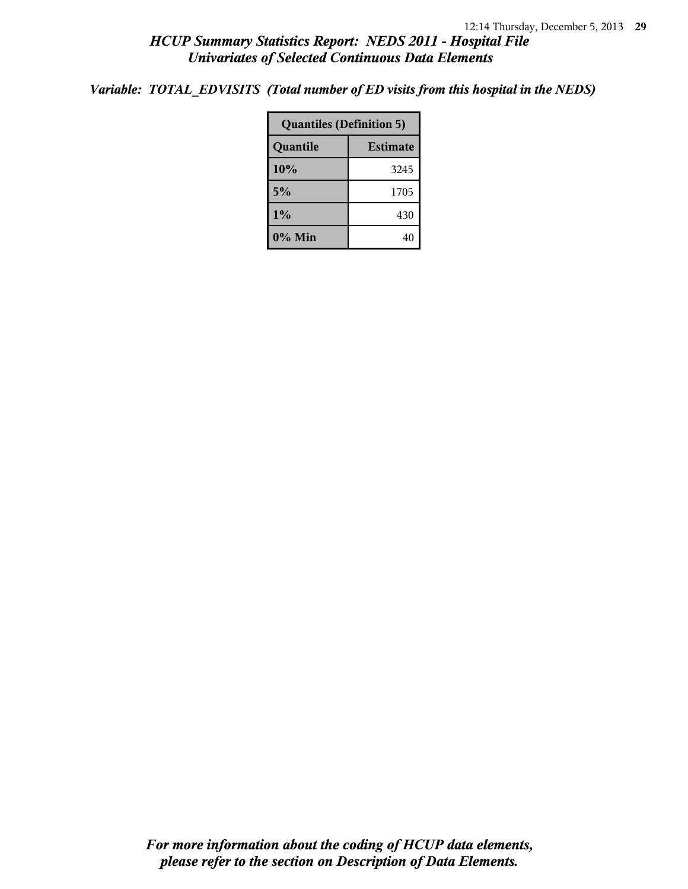### *Variable: TOTAL_EDVISITS (Total number of ED visits from this hospital in the NEDS)*

| Quantiles (Definition 5) | |
|---|---|
| **Quantile** | **Estimate** |
| 10% | 3245 |
| 5% | 1705 |
| 1% | 430 |
| 0% Min | 40 |